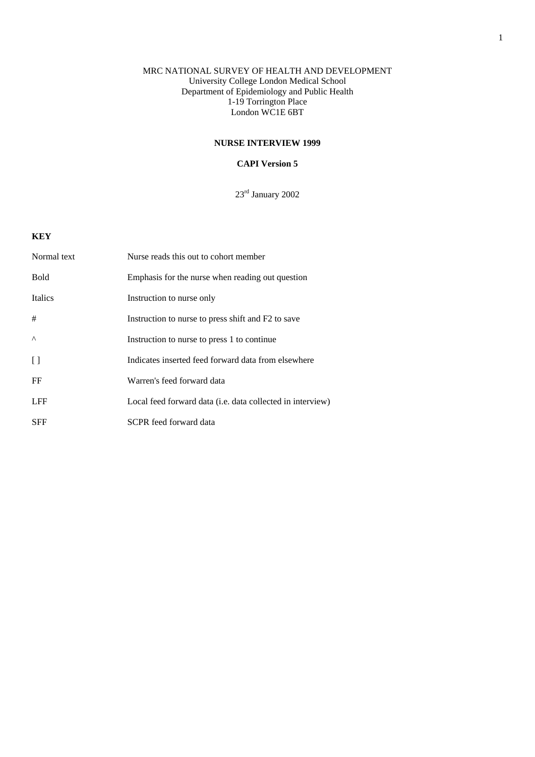MRC NATIONAL SURVEY OF HEALTH AND DEVELOPMENT
University College London Medical School
Department of Epidemiology and Public Health
1-19 Torrington Place
London WC1E 6BT

**NURSE INTERVIEW 1999**

**CAPI Version 5**

23rd January 2002

**KEY**

| | |
|---|---|
| Normal text | Nurse reads this out to cohort member |
| Bold | Emphasis for the nurse when reading out question |
| Italics | Instruction to nurse only |
| # | Instruction to nurse to press shift and F2 to save |
| ^ | Instruction to nurse to press 1 to continue |
| [ ] | Indicates inserted feed forward data from elsewhere |
| FF | Warren's feed forward data |
| LFF | Local feed forward data (i.e. data collected in interview) |
| SFF | SCPR feed forward data |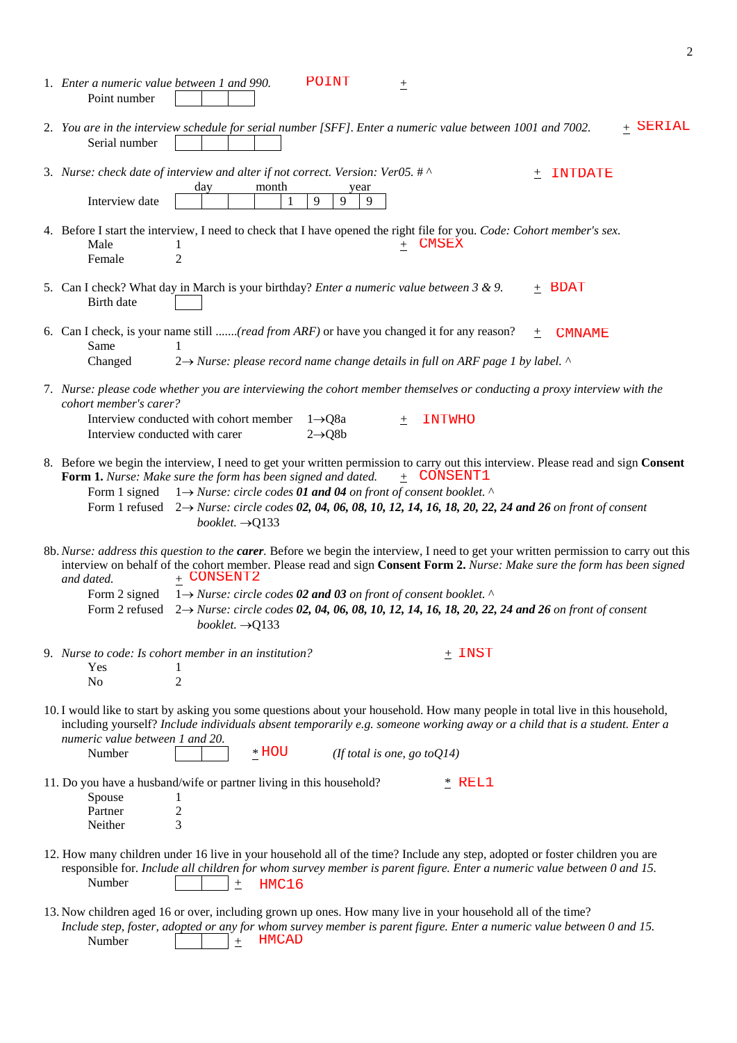1. *Enter a numeric value between 1 and 990.* POINT +
   Point number [ | | ]

2. *You are in the interview schedule for serial number [SFF]. Enter a numeric value between 1001 and 7002.* + SERIAL
   Serial number [ | | | ]

3. *Nurse: check date of interview and alter if not correct. Version: Ver05. # ^* + INTDATE

   | | day | | month | | year | | | |
   |---|---|---|---|---|---|---|---|---|
   | Interview date | | | | | 1 | 9 | 9 | 9 |

4. Before I start the interview, I need to check that I have opened the right file for you. *Code: Cohort member's sex.* + CMSEX
   - Male 1
   - Female 2

5. Can I check? What day in March is your birthday? *Enter a numeric value between 3 & 9.* + BDAT
   Birth date [ ]

6. Can I check, is your name still .......*(read from ARF)* or have you changed it for any reason? + CMNAME
   - Same 1
   - Changed 2→ *Nurse: please record name change details in full on ARF page 1 by label. ^*

7. *Nurse: please code whether you are interviewing the cohort member themselves or conducting a proxy interview with the cohort member's carer?* + INTWHO
   - Interview conducted with cohort member 1→Q8a
   - Interview conducted with carer 2→Q8b

8. Before we begin the interview, I need to get your written permission to carry out this interview. Please read and sign **Consent Form 1.** *Nurse: Make sure the form has been signed and dated.* + CONSENT1
   - Form 1 signed 1→ *Nurse: circle codes **01 and 04** on front of consent booklet. ^*
   - Form 1 refused 2→ *Nurse: circle codes **02, 04, 06, 08, 10, 12, 14, 16, 18, 20, 22, 24 and 26** on front of consent booklet.* →Q133

8b. *Nurse: address this question to the **carer**.* Before we begin the interview, I need to get your written permission to carry out this interview on behalf of the cohort member. Please read and sign **Consent Form 2.** *Nurse: Make sure the form has been signed and dated.* + CONSENT2
   - Form 2 signed 1→ *Nurse: circle codes **02 and 03** on front of consent booklet. ^*
   - Form 2 refused 2→ *Nurse: circle codes **02, 04, 06, 08, 10, 12, 14, 16, 18, 20, 22, 24 and 26** on front of consent booklet.* →Q133

9. *Nurse to code: Is cohort member in an institution?* + INST
   - Yes 1
   - No 2

10. I would like to start by asking you some questions about your household. How many people in total live in this household, including yourself? *Include individuals absent temporarily e.g. someone working away or a child that is a student. Enter a numeric value between 1 and 20.*
    Number [ | ] * HOU *(If total is one, go toQ14)*

11. Do you have a husband/wife or partner living in this household? * REL1
    - Spouse 1
    - Partner 2
    - Neither 3

12. How many children under 16 live in your household all of the time? Include any step, adopted or foster children you are responsible for. *Include all children for whom survey member is parent figure. Enter a numeric value between 0 and 15.*
    Number [ | ] + HMC16

13. Now children aged 16 or over, including grown up ones. How many live in your household all of the time? *Include step, foster, adopted or any for whom survey member is parent figure. Enter a numeric value between 0 and 15.*
    Number [ | ] + HMCAD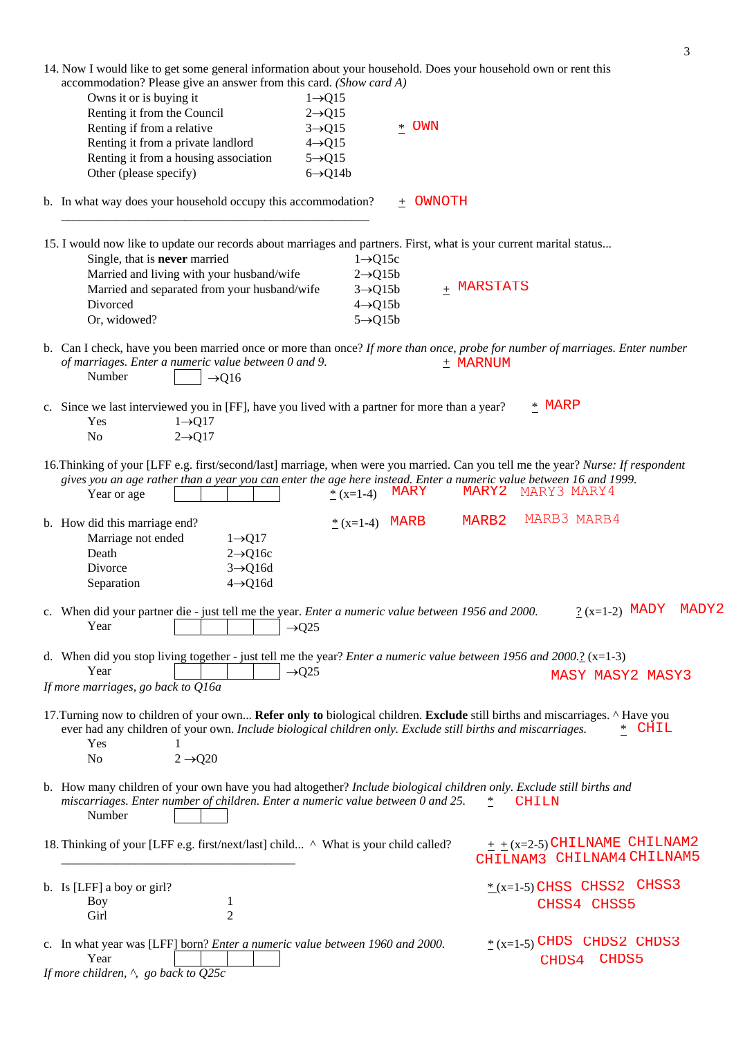14. Now I would like to get some general information about your household. Does your household own or rent this accommodation? Please give an answer from this card. *(Show card A)*

| | | |
|---|---|---|
| Owns it or is buying it | 1→Q15 | |
| Renting it from the Council | 2→Q15 | |
| Renting if from a relative | 3→Q15 | * OWN |
| Renting it from a private landlord | 4→Q15 | |
| Renting it from a housing association | 5→Q15 | |
| Other (please specify) | 6→Q14b | |

b. In what way does your household occupy this accommodation? + OWNOTH

_______________________________________________

15. I would now like to update our records about marriages and partners. First, what is your current marital status...

| | | |
|---|---|---|
| Single, that is **never** married | 1→Q15c | |
| Married and living with your husband/wife | 2→Q15b | |
| Married and separated from your husband/wife | 3→Q15b | + MARSTATS |
| Divorced | 4→Q15b | |
| Or, widowed? | 5→Q15b | |

b. Can I check, have you been married once or more than once? *If more than once, probe for number of marriages. Enter number of marriages. Enter a numeric value between 0 and 9.* + MARNUM

Number [ ] →Q16

c. Since we last interviewed you in [FF], have you lived with a partner for more than a year? * MARP

Yes 1→Q17

No 2→Q17

16.Thinking of your [LFF e.g. first/second/last] marriage, when were you married. Can you tell me the year? *Nurse: If respondent gives you an age rather than a year you can enter the age here instead. Enter a numeric value between 16 and 1999.*

Year or age [ | | | ] * (x=1-4) MARY MARY2 MARY3 MARY4

b. How did this marriage end? * (x=1-4) MARB MARB2 MARB3 MARB4

| | |
|---|---|
| Marriage not ended | 1→Q17 |
| Death | 2→Q16c |
| Divorce | 3→Q16d |
| Separation | 4→Q16d |

c. When did your partner die - just tell me the year. *Enter a numeric value between 1956 and 2000.* ? (x=1-2) MADY MADY2

Year [ | | | ] →Q25

d. When did you stop living together - just tell me the year? *Enter a numeric value between 1956 and 2000.* ? (x=1-3) MASY MASY2 MASY3

Year [ | | | ] →Q25

*If more marriages, go back to Q16a*

17.Turning now to children of your own... **Refer only to** biological children. **Exclude** still births and miscarriages. ^ Have you ever had any children of your own. *Include biological children only. Exclude still births and miscarriages.* * CHIL

Yes 1

No 2 →Q20

b. How many children of your own have you had altogether? *Include biological children only. Exclude still births and miscarriages. Enter number of children. Enter a numeric value between 0 and 25.* * CHILN

Number [ | ]

18. Thinking of your [LFF e.g. first/next/last] child... ^ What is your child called? + + (x=2-5) CHILNAME CHILNAM2 CHILNAM3 CHILNAM4 CHILNAM5

_______________________________________________

b. Is [LFF] a boy or girl? * (x=1-5) CHSS CHSS2 CHSS3 CHSS4 CHSS5

Boy 1

Girl 2

c. In what year was [LFF] born? *Enter a numeric value between 1960 and 2000.* * (x=1-5) CHDS CHDS2 CHDS3 CHDS4 CHDS5

Year [ | | | ]

*If more children, ^, go back to Q25c*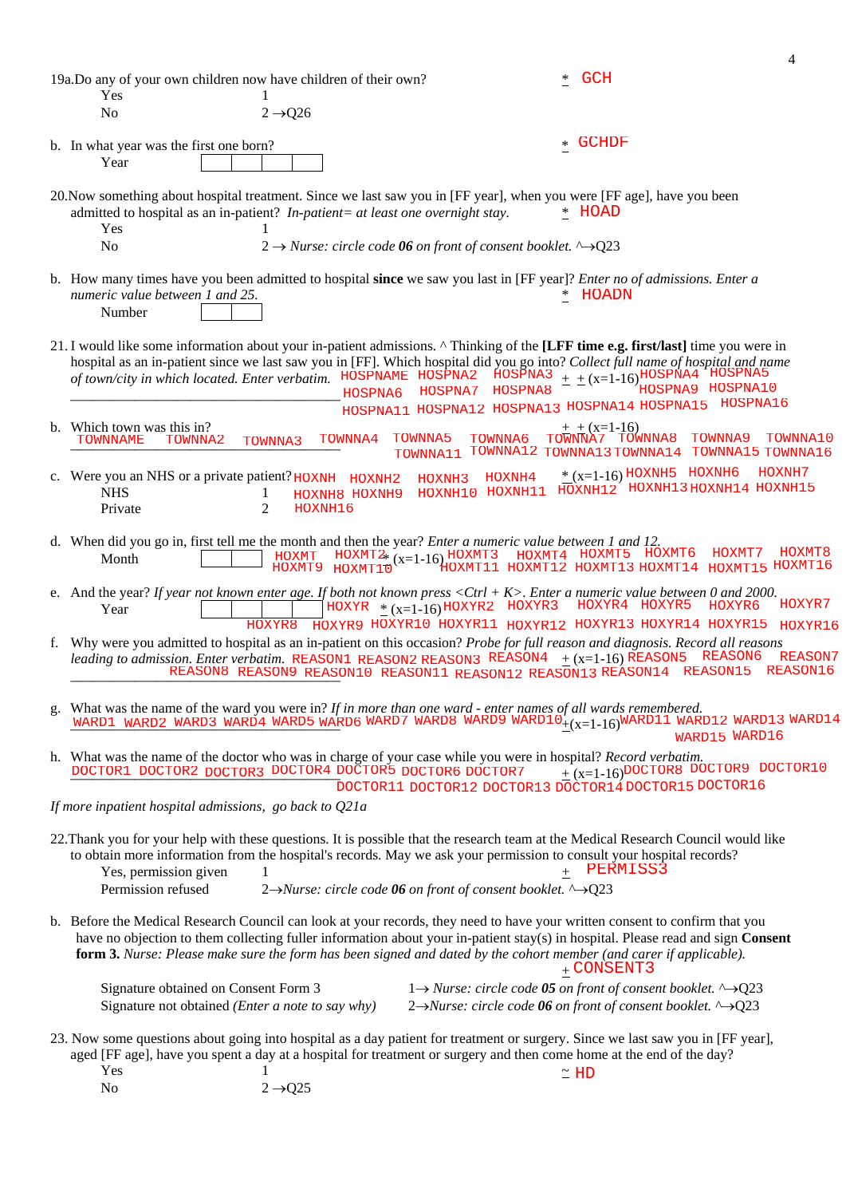19a.Do any of your own children now have children of their own? * GCH

Yes 1

No 2 →Q26

b. In what year was the first one born? * GCHDF

Year [ | | | ]

20.Now something about hospital treatment. Since we last saw you in [FF year], when you were [FF age], have you been admitted to hospital as an in-patient? *In-patient= at least one overnight stay.* * HOAD

Yes 1

No 2 → *Nurse: circle code **06** on front of consent booklet.* ^→Q23

b. How many times have you been admitted to hospital **since** we saw you last in [FF year]? *Enter no of admissions. Enter a numeric value between 1 and 25.* * HOADN

Number [ | ]

21. I would like some information about your in-patient admissions. ^ Thinking of the **[LFF time e.g. first/last]** time you were in hospital as an in-patient since we last saw you in [FF]. Which hospital did you go into? *Collect full name of hospital and name of town/city in which located. Enter verbatim.* HOSPNAME HOSPNA2 HOSPNA3 + + (x=1-16) HOSPNA4 HOSPNA5 HOSPNA6 HOSPNA7 HOSPNA8 HOSPNA9 HOSPNA10 HOSPNA11 HOSPNA12 HOSPNA13 HOSPNA14 HOSPNA15 HOSPNA16

\_\_\_\_\_\_\_\_\_\_\_\_\_\_\_\_\_\_\_\_\_\_\_\_\_\_\_\_\_\_\_\_\_\_\_\_\_\_\_\_\_\_\_\_

b. Which town was this in? + + (x=1-16)
TOWNNAME TOWNNA2 TOWNNA3 TOWNNA4 TOWNNA5 TOWNNA6 TOWNNA7 TOWNNA8 TOWNNA9 TOWNNA10 TOWNNA11 TOWNNA12 TOWNNA13 TOWNNA14 TOWNNA15 TOWNNA16

c. Were you an NHS or a private patient? HOXNH HOXNH2 HOXNH3 HOXNH4 * (x=1-16) HOXNH5 HOXNH6 HOXNH7 HOXNH8 HOXNH9 HOXNH10 HOXNH11 HOXNH12 HOXNH13 HOXNH14 HOXNH15 HOXNH16

NHS 1

Private 2

d. When did you go in, first tell me the month and then the year? *Enter a numeric value between 1 and 12.*

Month [ | ] HOXMT HOXMT2 * (x=1-16) HOXMT3 HOXMT4 HOXMT5 HOXMT6 HOXMT7 HOXMT8 HOXMT9 HOXMT10 HOXMT11 HOXMT12 HOXMT13 HOXMT14 HOXMT15 HOXMT16

e. And the year? *If year not known enter age. If both not known press <Ctrl + K>. Enter a numeric value between 0 and 2000.*

Year [ | | | ] HOXYR * (x=1-16) HOXYR2 HOXYR3 HOXYR4 HOXYR5 HOXYR6 HOXYR7 HOXYR8 HOXYR9 HOXYR10 HOXYR11 HOXYR12 HOXYR13 HOXYR14 HOXYR15 HOXYR16

f. Why were you admitted to hospital as an in-patient on this occasion? *Probe for full reason and diagnosis. Record all reasons leading to admission. Enter verbatim.* REASON1 REASON2 REASON3 REASON4 + (x=1-16) REASON5 REASON6 REASON7 REASON8 REASON9 REASON10 REASON11 REASON12 REASON13 REASON14 REASON15 REASON16

\_\_\_\_\_\_\_\_\_\_\_\_\_\_\_\_\_\_\_\_\_\_\_\_\_\_\_\_\_\_\_\_\_\_\_\_\_\_\_\_\_\_\_\_

g. What was the name of the ward you were in? *If in more than one ward - enter names of all wards remembered.*
WARD1 WARD2 WARD3 WARD4 WARD5 WARD6 WARD7 WARD8 WARD9 WARD10 + (x=1-16) WARD11 WARD12 WARD13 WARD14 WARD15 WARD16

h. What was the name of the doctor who was in charge of your case while you were in hospital? *Record verbatim.*
DOCTOR1 DOCTOR2 DOCTOR3 DOCTOR4 DOCTOR5 DOCTOR6 DOCTOR7 + (x=1-16) DOCTOR8 DOCTOR9 DOCTOR10 DOCTOR11 DOCTOR12 DOCTOR13 DOCTOR14 DOCTOR15 DOCTOR16

*If more inpatient hospital admissions, go back to Q21a*

22.Thank you for your help with these questions. It is possible that the research team at the Medical Research Council would like to obtain more information from the hospital's records. May we ask your permission to consult your hospital records?

Yes, permission given 1 + PERMISS3

Permission refused 2→*Nurse: circle code **06** on front of consent booklet.* ^→Q23

b. Before the Medical Research Council can look at your records, they need to have your written consent to confirm that you have no objection to them collecting fuller information about your in-patient stay(s) in hospital. Please read and sign **Consent form 3.** *Nurse: Please make sure the form has been signed and dated by the cohort member (and carer if applicable).* + CONSENT3

Signature obtained on Consent Form 3 1→ *Nurse: circle code **05** on front of consent booklet.* ^→Q23

Signature not obtained *(Enter a note to say why)* 2→*Nurse: circle code **06** on front of consent booklet.* ^→Q23

23. Now some questions about going into hospital as a day patient for treatment or surgery. Since we last saw you in [FF year], aged [FF age], have you spent a day at a hospital for treatment or surgery and then come home at the end of the day? ~ HD

Yes 1

No 2 →Q25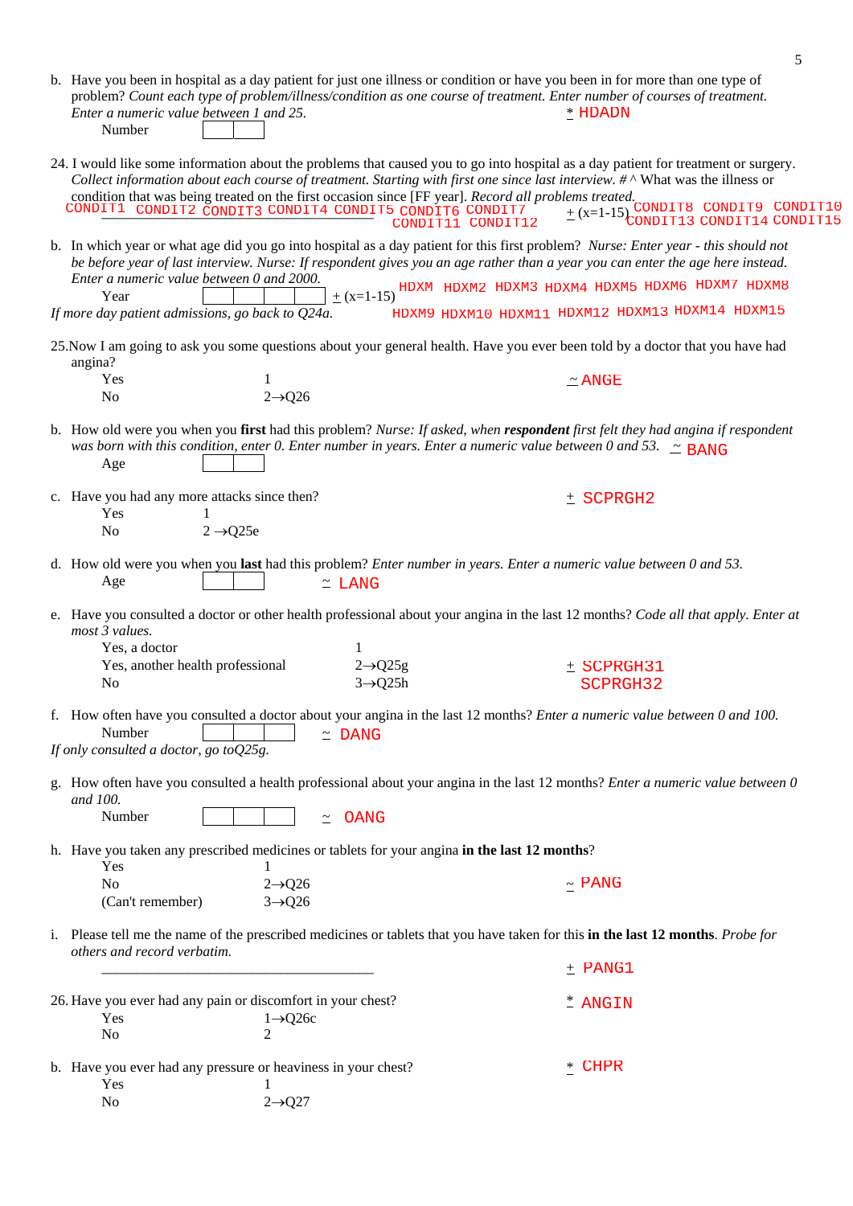b. Have you been in hospital as a day patient for just one illness or condition or have you been in for more than one type of problem? *Count each type of problem/illness/condition as one course of treatment. Enter number of courses of treatment. Enter a numeric value between 1 and 25.*

Number [ | ] * HDADN

24. I would like some information about the problems that caused you to go into hospital as a day patient for treatment or surgery. *Collect information about each course of treatment. Starting with first one since last interview. # ^* What was the illness or condition that was being treated on the first occasion since [FF year]. *Record all problems treated.*

CONDIT1 CONDIT2 CONDIT3 CONDIT4 CONDIT5 CONDIT6 CONDIT7 CONDIT11 CONDIT12 ± (x=1-15) CONDIT8 CONDIT9 CONDIT10 CONDIT13 CONDIT14 CONDIT15

b. In which year or what age did you go into hospital as a day patient for this first problem? *Nurse: Enter year - this should not be before year of last interview. Nurse: If respondent gives you an age rather than a year you can enter the age here instead. Enter a numeric value between 0 and 2000.*

Year [ | | | ] ± (x=1-15) HDXM HDXM2 HDXM3 HDXM4 HDXM5 HDXM6 HDXM7 HDXM8 HDXM9 HDXM10 HDXM11 HDXM12 HDXM13 HDXM14 HDXM15

*If more day patient admissions, go back to Q24a.*

25. Now I am going to ask you some questions about your general health. Have you ever been told by a doctor that you have had angina?

| | | |
|---|---|---|
| Yes | 1 | ~ ANGE |
| No | 2→Q26 | |

b. How old were you when you **first** had this problem? *Nurse: If asked, when **respondent** first felt they had angina if respondent was born with this condition, enter 0. Enter number in years. Enter a numeric value between 0 and 53.* ~ BANG

Age [ | ]

c. Have you had any more attacks since then? ± SCPRGH2

| | |
|---|---|
| Yes | 1 |
| No | 2 →Q25e |

d. How old were you when you **last** had this problem? *Enter number in years. Enter a numeric value between 0 and 53.*

Age [ | ] ~ LANG

e. Have you consulted a doctor or other health professional about your angina in the last 12 months? *Code all that apply. Enter at most 3 values.*

| | | |
|---|---|---|
| Yes, a doctor | 1 | |
| Yes, another health professional | 2→Q25g | ± SCPRGH31 |
| No | 3→Q25h | SCPRGH32 |

f. How often have you consulted a doctor about your angina in the last 12 months? *Enter a numeric value between 0 and 100.*

Number [ | | ] ~ DANG

*If only consulted a doctor, go toQ25g.*

g. How often have you consulted a health professional about your angina in the last 12 months? *Enter a numeric value between 0 and 100.*

Number [ | | ] ~ OANG

h. Have you taken any prescribed medicines or tablets for your angina **in the last 12 months**?

| | | |
|---|---|---|
| Yes | 1 | |
| No | 2→Q26 | ~ PANG |
| (Can't remember) | 3→Q26 | |

i. Please tell me the name of the prescribed medicines or tablets that you have taken for this **in the last 12 months**. *Probe for others and record verbatim.*

_______________________________________ ± PANG1

26. Have you ever had any pain or discomfort in your chest? * ANGIN

| | |
|---|---|
| Yes | 1→Q26c |
| No | 2 |

b. Have you ever had any pressure or heaviness in your chest? * CHPR

| | |
|---|---|
| Yes | 1 |
| No | 2→Q27 |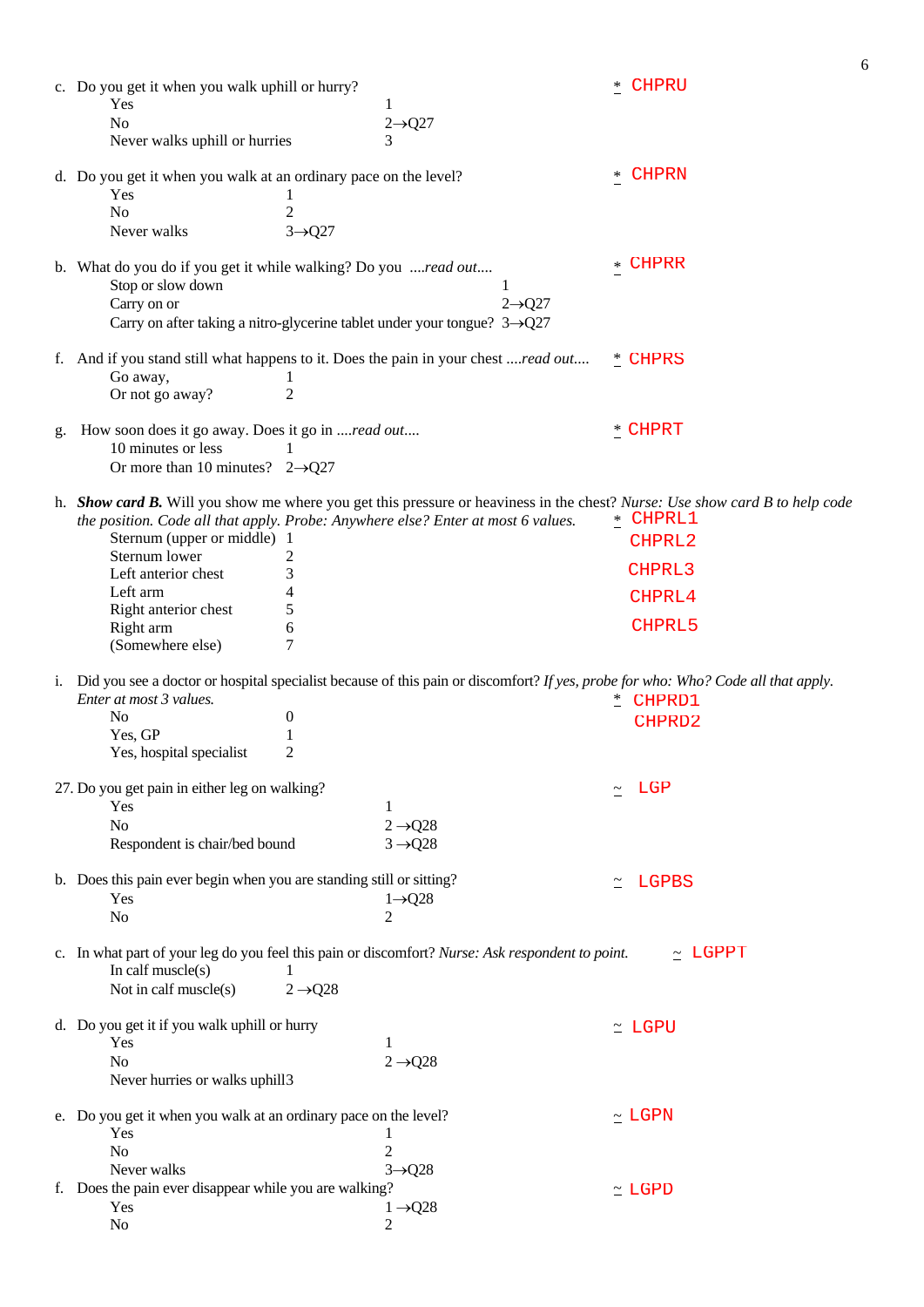c. Do you get it when you walk uphill or hurry? * CHPRU

| | |
|---|---|
| Yes | 1 |
| No | 2→Q27 |
| Never walks uphill or hurries | 3 |

d. Do you get it when you walk at an ordinary pace on the level? * CHPRN

| | |
|---|---|
| Yes | 1 |
| No | 2 |
| Never walks | 3→Q27 |

b. What do you do if you get it while walking? Do you *....read out....* * CHPRR

| | |
|---|---|
| Stop or slow down | 1 |
| Carry on or | 2→Q27 |
| Carry on after taking a nitro-glycerine tablet under your tongue? | 3→Q27 |

f. And if you stand still what happens to it. Does the pain in your chest *....read out....* * CHPRS

| | |
|---|---|
| Go away, | 1 |
| Or not go away? | 2 |

g. How soon does it go away. Does it go in *....read out....* * CHPRT

| | |
|---|---|
| 10 minutes or less | 1 |
| Or more than 10 minutes? | 2→Q27 |

h. ***Show card B.*** Will you show me where you get this pressure or heaviness in the chest? *Nurse: Use show card B to help code the position. Code all that apply. Probe: Anywhere else? Enter at most 6 values.* * CHPRL1 CHPRL2 CHPRL3 CHPRL4 CHPRL5

| | |
|---|---|
| Sternum (upper or middle) | 1 |
| Sternum lower | 2 |
| Left anterior chest | 3 |
| Left arm | 4 |
| Right anterior chest | 5 |
| Right arm | 6 |
| (Somewhere else) | 7 |

i. Did you see a doctor or hospital specialist because of this pain or discomfort? *If yes, probe for who: Who? Code all that apply. Enter at most 3 values.* * CHPRD1 CHPRD2

| | |
|---|---|
| No | 0 |
| Yes, GP | 1 |
| Yes, hospital specialist | 2 |

27. Do you get pain in either leg on walking? ~ LGP

| | |
|---|---|
| Yes | 1 |
| No | 2 →Q28 |
| Respondent is chair/bed bound | 3 →Q28 |

b. Does this pain ever begin when you are standing still or sitting? ~ LGPBS

| | |
|---|---|
| Yes | 1→Q28 |
| No | 2 |

c. In what part of your leg do you feel this pain or discomfort? *Nurse: Ask respondent to point.* ~ LGPPT

| | |
|---|---|
| In calf muscle(s) | 1 |
| Not in calf muscle(s) | 2 →Q28 |

d. Do you get it if you walk uphill or hurry ~ LGPU

| | |
|---|---|
| Yes | 1 |
| No | 2 →Q28 |
| Never hurries or walks uphill | 3 |

e. Do you get it when you walk at an ordinary pace on the level? ~ LGPN

| | |
|---|---|
| Yes | 1 |
| No | 2 |
| Never walks | 3→Q28 |

f. Does the pain ever disappear while you are walking? ~ LGPD

| | |
|---|---|
| Yes | 1 →Q28 |
| No | 2 |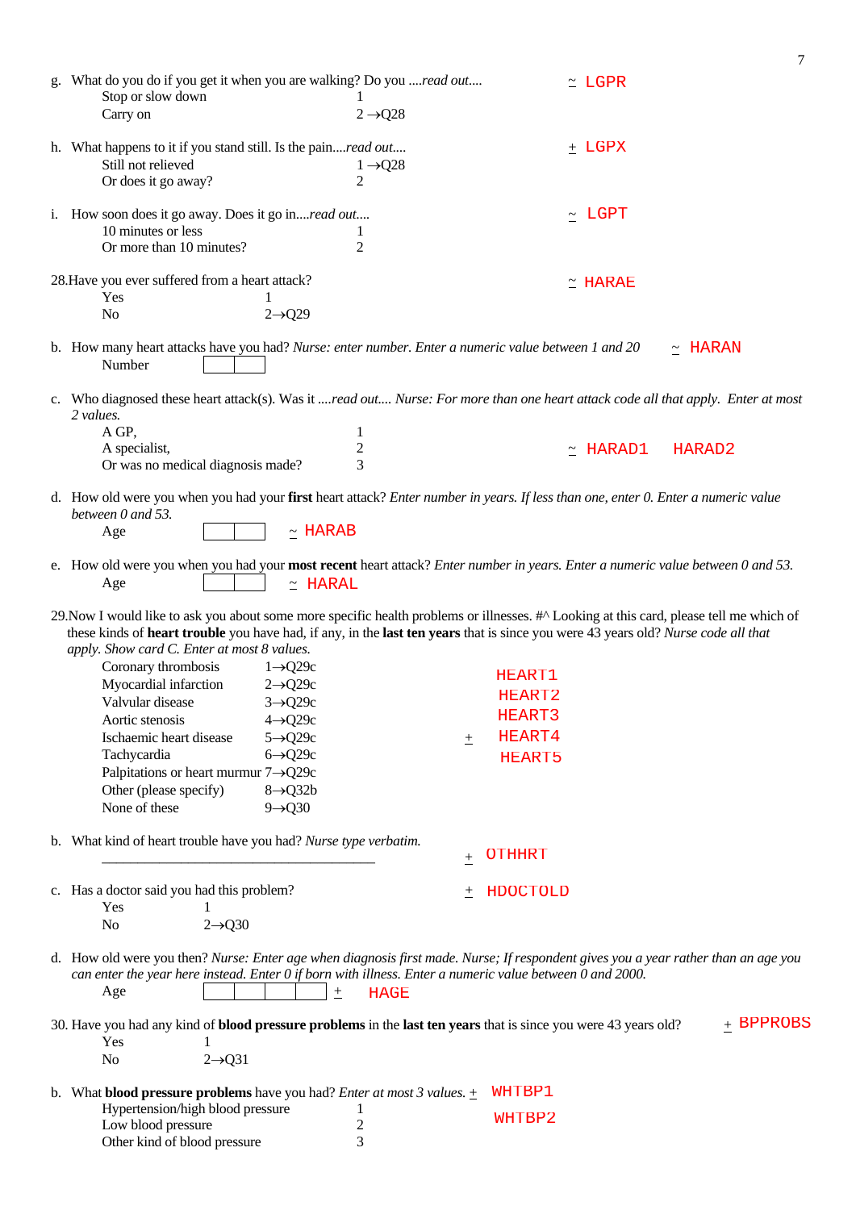g. What do you do if you get it when you are walking? Do you ....*read out*....  ~ LGPR

| | |
|---|---|
| Stop or slow down | 1 |
| Carry on | 2 →Q28 |

h. What happens to it if you stand still. Is the pain....*read out*....  + LGPX

| | |
|---|---|
| Still not relieved | 1 →Q28 |
| Or does it go away? | 2 |

i. How soon does it go away. Does it go in....*read out*....  ~ LGPT

| | |
|---|---|
| 10 minutes or less | 1 |
| Or more than 10 minutes? | 2 |

28. Have you ever suffered from a heart attack?  ~ HARAE

| | |
|---|---|
| Yes | 1 |
| No | 2→Q29 |

b. How many heart attacks have you had? *Nurse: enter number. Enter a numeric value between 1 and 20*  ~ HARAN

Number [ | ]

c. Who diagnosed these heart attack(s). Was it ....*read out.... Nurse: For more than one heart attack code all that apply. Enter at most 2 values.*  ~ HARAD1 HARAD2

| | |
|---|---|
| A GP, | 1 |
| A specialist, | 2 |
| Or was no medical diagnosis made? | 3 |

d. How old were you when you had your **first** heart attack? *Enter number in years. If less than one, enter 0. Enter a numeric value between 0 and 53.*

Age [ | ]  ~ HARAB

e. How old were you when you had your **most recent** heart attack? *Enter number in years. Enter a numeric value between 0 and 53.*

Age [ | ]  ~ HARAL

29. Now I would like to ask you about some more specific health problems or illnesses. #^ Looking at this card, please tell me which of these kinds of **heart trouble** you have had, if any, in the **last ten years** that is since you were 43 years old? *Nurse code all that apply. Show card C. Enter at most 8 values.*  + HEART1 HEART2 HEART3 HEART4 HEART5

| | |
|---|---|
| Coronary thrombosis | 1→Q29c |
| Myocardial infarction | 2→Q29c |
| Valvular disease | 3→Q29c |
| Aortic stenosis | 4→Q29c |
| Ischaemic heart disease | 5→Q29c |
| Tachycardia | 6→Q29c |
| Palpitations or heart murmur | 7→Q29c |
| Other (please specify) | 8→Q32b |
| None of these | 9→Q30 |

b. What kind of heart trouble have you had? *Nurse type verbatim.*  + OTHHRT

\_\_\_\_\_\_\_\_\_\_\_\_\_\_\_\_\_\_\_\_\_\_\_\_\_\_\_\_\_\_\_\_\_\_\_\_\_\_\_\_

c. Has a doctor said you had this problem?  + HDOCTOLD

| | |
|---|---|
| Yes | 1 |
| No | 2→Q30 |

d. How old were you then? *Nurse: Enter age when diagnosis first made. Nurse; If respondent gives you a year rather than an age you can enter the year here instead. Enter 0 if born with illness. Enter a numeric value between 0 and 2000.*

Age [ | | | ]  + HAGE

30. Have you had any kind of **blood pressure problems** in the **last ten years** that is since you were 43 years old?  + BPPROBS

| | |
|---|---|
| Yes | 1 |
| No | 2→Q31 |

b. What **blood pressure problems** have you had? *Enter at most 3 values.*  + WHTBP1 WHTBP2

| | |
|---|---|
| Hypertension/high blood pressure | 1 |
| Low blood pressure | 2 |
| Other kind of blood pressure | 3 |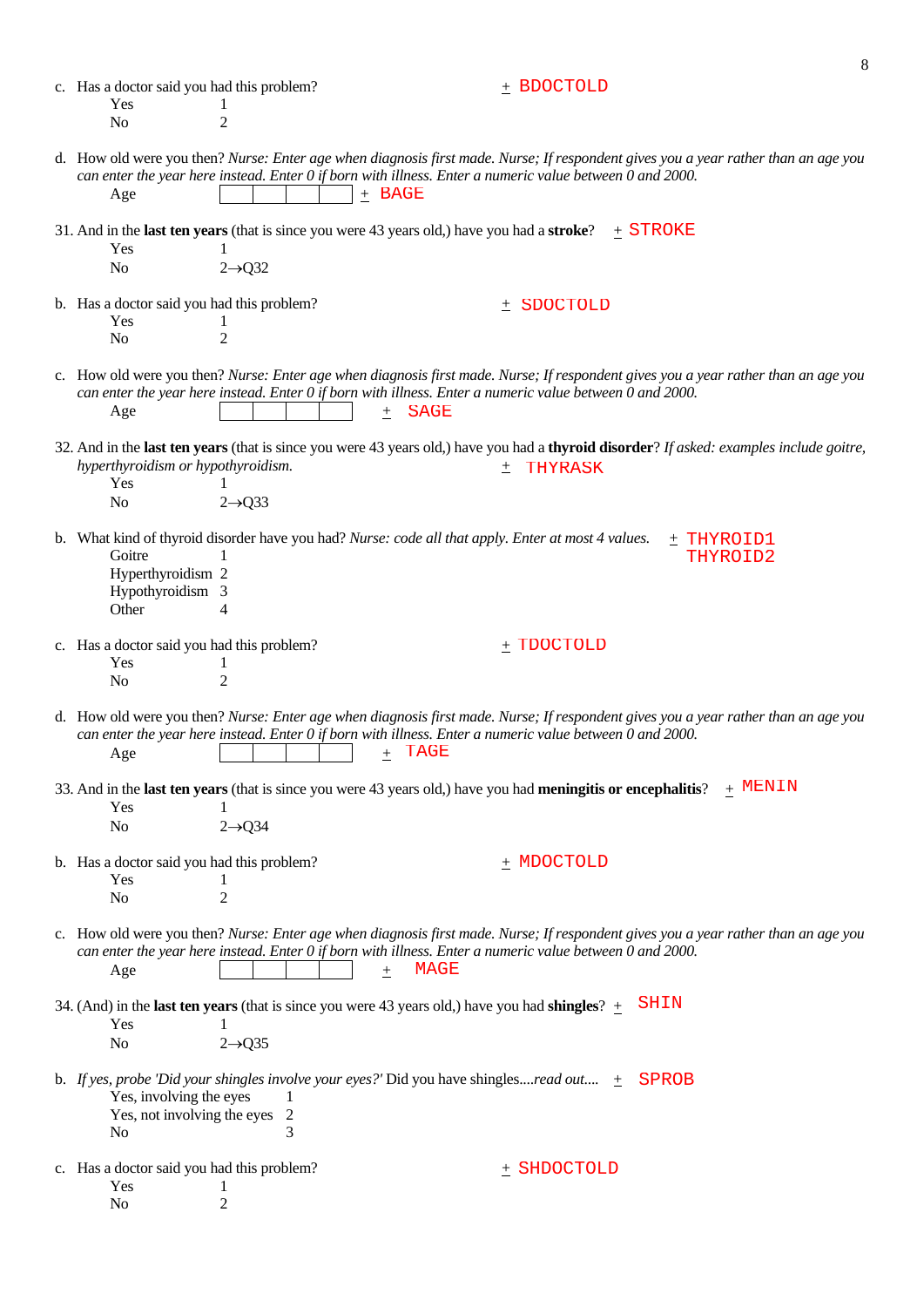c. Has a doctor said you had this problem? ± BDOCTOLD

| | |
|---|---|
| Yes | 1 |
| No | 2 |

d. How old were you then? *Nurse: Enter age when diagnosis first made. Nurse; If respondent gives you a year rather than an age you can enter the year here instead. Enter 0 if born with illness. Enter a numeric value between 0 and 2000.*

Age [ | | | ] ± BAGE

31. And in the **last ten years** (that is since you were 43 years old,) have you had a **stroke**? ± STROKE

| | |
|---|---|
| Yes | 1 |
| No | 2→Q32 |

b. Has a doctor said you had this problem? ± SDOCTOLD

| | |
|---|---|
| Yes | 1 |
| No | 2 |

c. How old were you then? *Nurse: Enter age when diagnosis first made. Nurse; If respondent gives you a year rather than an age you can enter the year here instead. Enter 0 if born with illness. Enter a numeric value between 0 and 2000.*

Age [ | | | ] ± SAGE

32. And in the **last ten years** (that is since you were 43 years old,) have you had a **thyroid disorder**? *If asked: examples include goitre, hyperthyroidism or hypothyroidism.* ± THYRASK

| | |
|---|---|
| Yes | 1 |
| No | 2→Q33 |

b. What kind of thyroid disorder have you had? *Nurse: code all that apply. Enter at most 4 values.* ± THYROID1 THYROID2

| | |
|---|---|
| Goitre | 1 |
| Hyperthyroidism | 2 |
| Hypothyroidism | 3 |
| Other | 4 |

c. Has a doctor said you had this problem? ± TDOCTOLD

| | |
|---|---|
| Yes | 1 |
| No | 2 |

d. How old were you then? *Nurse: Enter age when diagnosis first made. Nurse; If respondent gives you a year rather than an age you can enter the year here instead. Enter 0 if born with illness. Enter a numeric value between 0 and 2000.*

Age [ | | | ] ± TAGE

33. And in the **last ten years** (that is since you were 43 years old,) have you had **meningitis or encephalitis**? ± MENIN

| | |
|---|---|
| Yes | 1 |
| No | 2→Q34 |

b. Has a doctor said you had this problem? ± MDOCTOLD

| | |
|---|---|
| Yes | 1 |
| No | 2 |

c. How old were you then? *Nurse: Enter age when diagnosis first made. Nurse; If respondent gives you a year rather than an age you can enter the year here instead. Enter 0 if born with illness. Enter a numeric value between 0 and 2000.*

Age [ | | | ] ± MAGE

34. (And) in the **last ten years** (that is since you were 43 years old,) have you had **shingles**? ± SHIN

| | |
|---|---|
| Yes | 1 |
| No | 2→Q35 |

b. *If yes, probe 'Did your shingles involve your eyes?'* Did you have shingles....*read out....* ± SPROB

| | |
|---|---|
| Yes, involving the eyes | 1 |
| Yes, not involving the eyes | 2 |
| No | 3 |

c. Has a doctor said you had this problem? ± SHDOCTOLD

| | |
|---|---|
| Yes | 1 |
| No | 2 |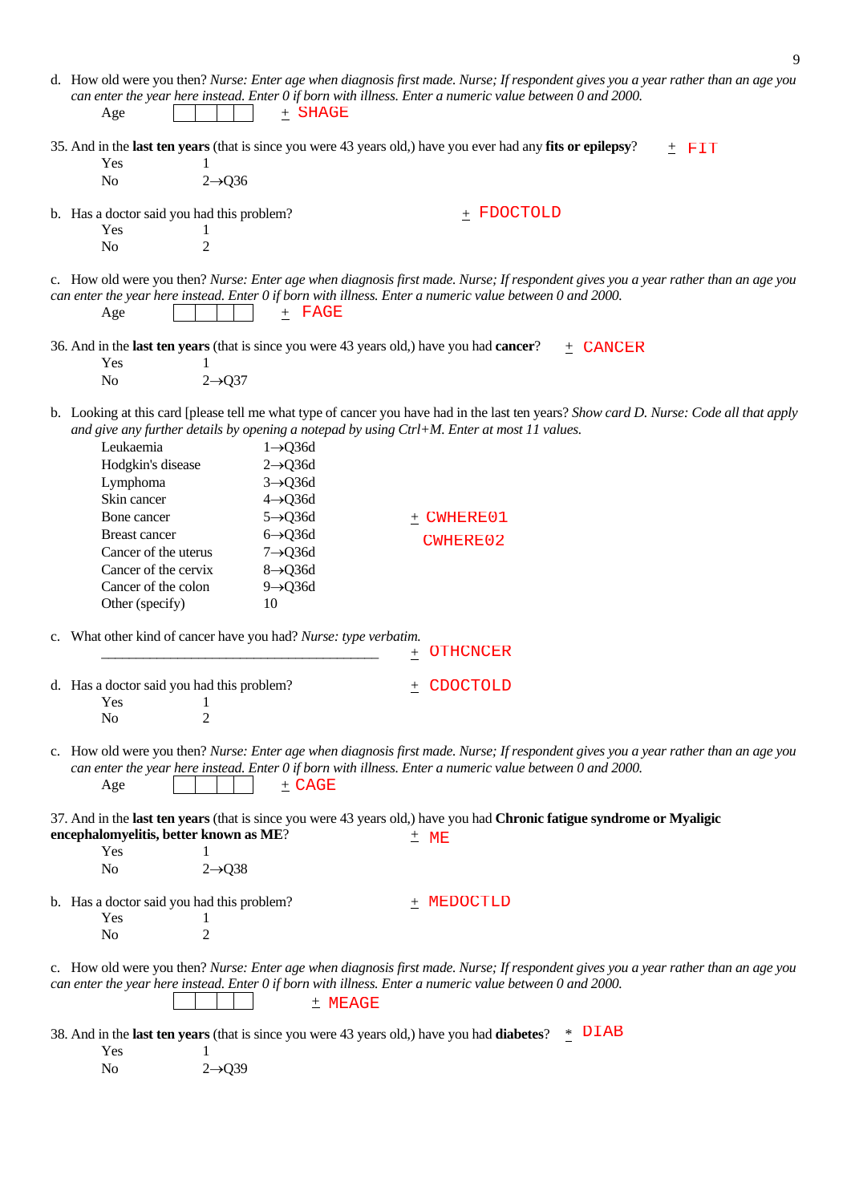d. How old were you then? *Nurse: Enter age when diagnosis first made. Nurse; If respondent gives you a year rather than an age you can enter the year here instead. Enter 0 if born with illness. Enter a numeric value between 0 and 2000.*

Age [ | | | ] ± SHAGE

35. And in the **last ten years** (that is since you were 43 years old,) have you ever had any **fits or epilepsy**? ± FIT

| | |
|---|---|
| Yes | 1 |
| No | 2→Q36 |

b. Has a doctor said you had this problem? ± FDOCTOLD

| | |
|---|---|
| Yes | 1 |
| No | 2 |

c. How old were you then? *Nurse: Enter age when diagnosis first made. Nurse; If respondent gives you a year rather than an age you can enter the year here instead. Enter 0 if born with illness. Enter a numeric value between 0 and 2000.*

Age [ | | | ] ± FAGE

36. And in the **last ten years** (that is since you were 43 years old,) have you had **cancer**? ± CANCER

| | |
|---|---|
| Yes | 1 |
| No | 2→Q37 |

b. Looking at this card [please tell me what type of cancer you have had in the last ten years? *Show card D. Nurse: Code all that apply and give any further details by opening a notepad by using Ctrl+M. Enter at most 11 values.*

± CWHERE01
CWHERE02

| | |
|---|---|
| Leukaemia | 1→Q36d |
| Hodgkin's disease | 2→Q36d |
| Lymphoma | 3→Q36d |
| Skin cancer | 4→Q36d |
| Bone cancer | 5→Q36d |
| Breast cancer | 6→Q36d |
| Cancer of the uterus | 7→Q36d |
| Cancer of the cervix | 8→Q36d |
| Cancer of the colon | 9→Q36d |
| Other (specify) | 10 |

c. What other kind of cancer have you had? *Nurse: type verbatim.*

______________________________________ ± OTHCNCER

d. Has a doctor said you had this problem? ± CDOCTOLD

| | |
|---|---|
| Yes | 1 |
| No | 2 |

c. How old were you then? *Nurse: Enter age when diagnosis first made. Nurse; If respondent gives you a year rather than an age you can enter the year here instead. Enter 0 if born with illness. Enter a numeric value between 0 and 2000.*

Age [ | | | ] ± CAGE

37. And in the **last ten years** (that is since you were 43 years old,) have you had **Chronic fatigue syndrome or Myaligic encephalomyelitis, better known as ME**? ± ME

| | |
|---|---|
| Yes | 1 |
| No | 2→Q38 |

b. Has a doctor said you had this problem? ± MEDOCTLD

| | |
|---|---|
| Yes | 1 |
| No | 2 |

c. How old were you then? *Nurse: Enter age when diagnosis first made. Nurse; If respondent gives you a year rather than an age you can enter the year here instead. Enter 0 if born with illness. Enter a numeric value between 0 and 2000.*

[ | | | ] ± MEAGE

38. And in the **last ten years** (that is since you were 43 years old,) have you had **diabetes**? * DIAB

| | |
|---|---|
| Yes | 1 |
| No | 2→Q39 |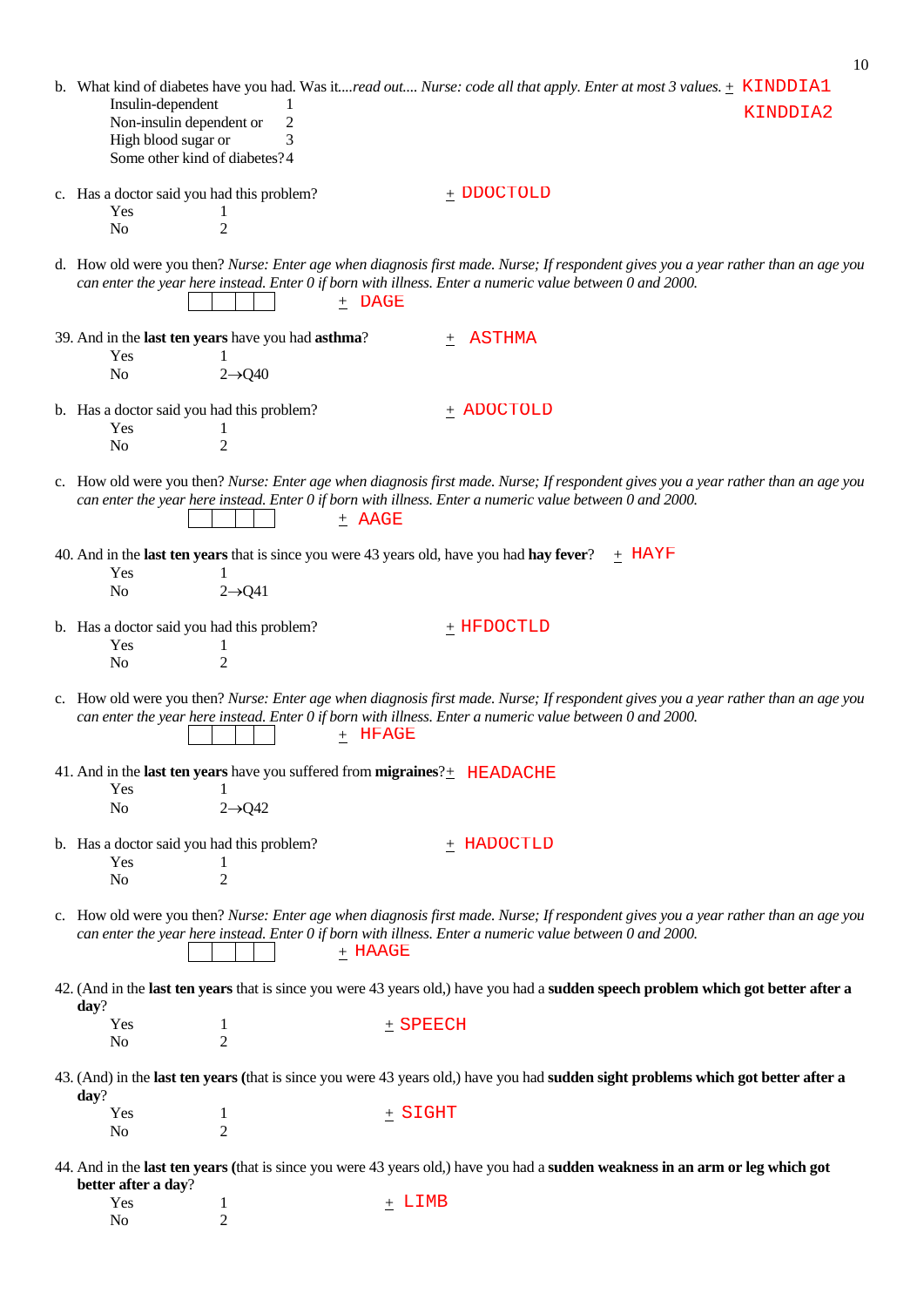b. What kind of diabetes have you had. Was it*....read out.... Nurse: code all that apply. Enter at most 3 values.* ± KINDDIA1 KINDDIA2

| | |
|---|---|
| Insulin-dependent | 1 |
| Non-insulin dependent or | 2 |
| High blood sugar or | 3 |
| Some other kind of diabetes? | 4 |

c. Has a doctor said you had this problem? ± DDOCTOLD

| | |
|---|---|
| Yes | 1 |
| No | 2 |

d. How old were you then? *Nurse: Enter age when diagnosis first made. Nurse; If respondent gives you a year rather than an age you can enter the year here instead. Enter 0 if born with illness. Enter a numeric value between 0 and 2000.*

☐☐☐☐ ± DAGE

39. And in the **last ten years** have you had **asthma**? ± ASTHMA

| | |
|---|---|
| Yes | 1 |
| No | 2→Q40 |

b. Has a doctor said you had this problem? ± ADOCTOLD

| | |
|---|---|
| Yes | 1 |
| No | 2 |

c. How old were you then? *Nurse: Enter age when diagnosis first made. Nurse; If respondent gives you a year rather than an age you can enter the year here instead. Enter 0 if born with illness. Enter a numeric value between 0 and 2000.*

☐☐☐☐ ± AAGE

40. And in the **last ten years** that is since you were 43 years old, have you had **hay fever**? ± HAYF

| | |
|---|---|
| Yes | 1 |
| No | 2→Q41 |

b. Has a doctor said you had this problem? ± HFDOCTLD

| | |
|---|---|
| Yes | 1 |
| No | 2 |

c. How old were you then? *Nurse: Enter age when diagnosis first made. Nurse; If respondent gives you a year rather than an age you can enter the year here instead. Enter 0 if born with illness. Enter a numeric value between 0 and 2000.*

☐☐☐☐ ± HFAGE

41. And in the **last ten years** have you suffered from **migraines**? ± HEADACHE

| | |
|---|---|
| Yes | 1 |
| No | 2→Q42 |

b. Has a doctor said you had this problem? ± HADOCTLD

| | |
|---|---|
| Yes | 1 |
| No | 2 |

c. How old were you then? *Nurse: Enter age when diagnosis first made. Nurse; If respondent gives you a year rather than an age you can enter the year here instead. Enter 0 if born with illness. Enter a numeric value between 0 and 2000.*

☐☐☐☐ ± HAAGE

42. (And in the **last ten years** that is since you were 43 years old,) have you had a **sudden speech problem which got better after a day**? ± SPEECH

| | |
|---|---|
| Yes | 1 |
| No | 2 |

43. (And) in the **last ten years (**that is since you were 43 years old,) have you had **sudden sight problems which got better after a day**? ± SIGHT

| | |
|---|---|
| Yes | 1 |
| No | 2 |

44. And in the **last ten years (**that is since you were 43 years old,) have you had a **sudden weakness in an arm or leg which got better after a day**? ± LIMB

| | |
|---|---|
| Yes | 1 |
| No | 2 |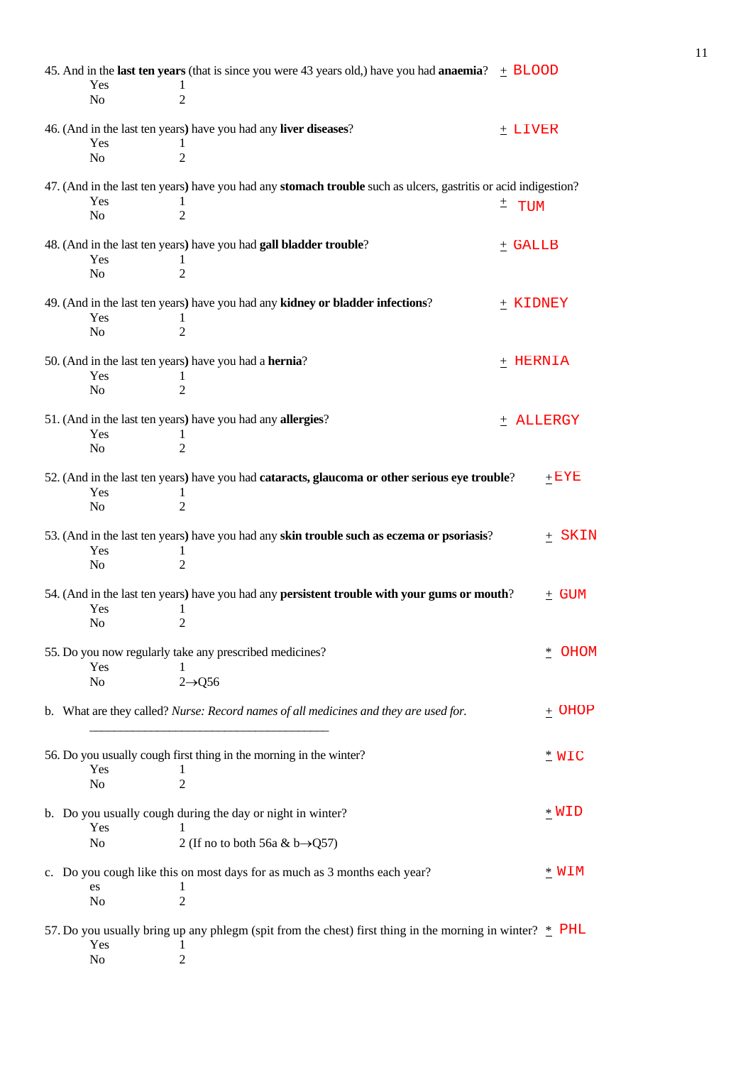45. And in the **last ten years** (that is since you were 43 years old,) have you had **anaemia**? ± BLOOD

| | |
|---|---|
| Yes | 1 |
| No | 2 |

46. (And in the last ten years**)** have you had any **liver diseases**? ± LIVER

| | |
|---|---|
| Yes | 1 |
| No | 2 |

47. (And in the last ten years**)** have you had any **stomach trouble** such as ulcers, gastritis or acid indigestion? ± TUM

| | |
|---|---|
| Yes | 1 |
| No | 2 |

48. (And in the last ten years**)** have you had **gall bladder trouble**? ± GALLB

| | |
|---|---|
| Yes | 1 |
| No | 2 |

49. (And in the last ten years**)** have you had any **kidney or bladder infections**? ± KIDNEY

| | |
|---|---|
| Yes | 1 |
| No | 2 |

50. (And in the last ten years**)** have you had a **hernia**? ± HERNIA

| | |
|---|---|
| Yes | 1 |
| No | 2 |

51. (And in the last ten years**)** have you had any **allergies**? ± ALLERGY

| | |
|---|---|
| Yes | 1 |
| No | 2 |

52. (And in the last ten years**)** have you had **cataracts, glaucoma or other serious eye trouble**? ±EYE

| | |
|---|---|
| Yes | 1 |
| No | 2 |

53. (And in the last ten years**)** have you had any **skin trouble such as eczema or psoriasis**? ± SKIN

| | |
|---|---|
| Yes | 1 |
| No | 2 |

54. (And in the last ten years**)** have you had any **persistent trouble with your gums or mouth**? ± GUM

| | |
|---|---|
| Yes | 1 |
| No | 2 |

55. Do you now regularly take any prescribed medicines? * OHOM

| | |
|---|---|
| Yes | 1 |
| No | 2→Q56 |

b. What are they called? *Nurse: Record names of all medicines and they are used for.* ± OHOP

______________________________________

56. Do you usually cough first thing in the morning in the winter? * WIC

| | |
|---|---|
| Yes | 1 |
| No | 2 |

b. Do you usually cough during the day or night in winter? * WID

| | |
|---|---|
| Yes | 1 |
| No | 2 (If no to both 56a & b→Q57) |

c. Do you cough like this on most days for as much as 3 months each year? * WIM

| | |
|---|---|
| es | 1 |
| No | 2 |

57. Do you usually bring up any phlegm (spit from the chest) first thing in the morning in winter? * PHL

| | |
|---|---|
| Yes | 1 |
| No | 2 |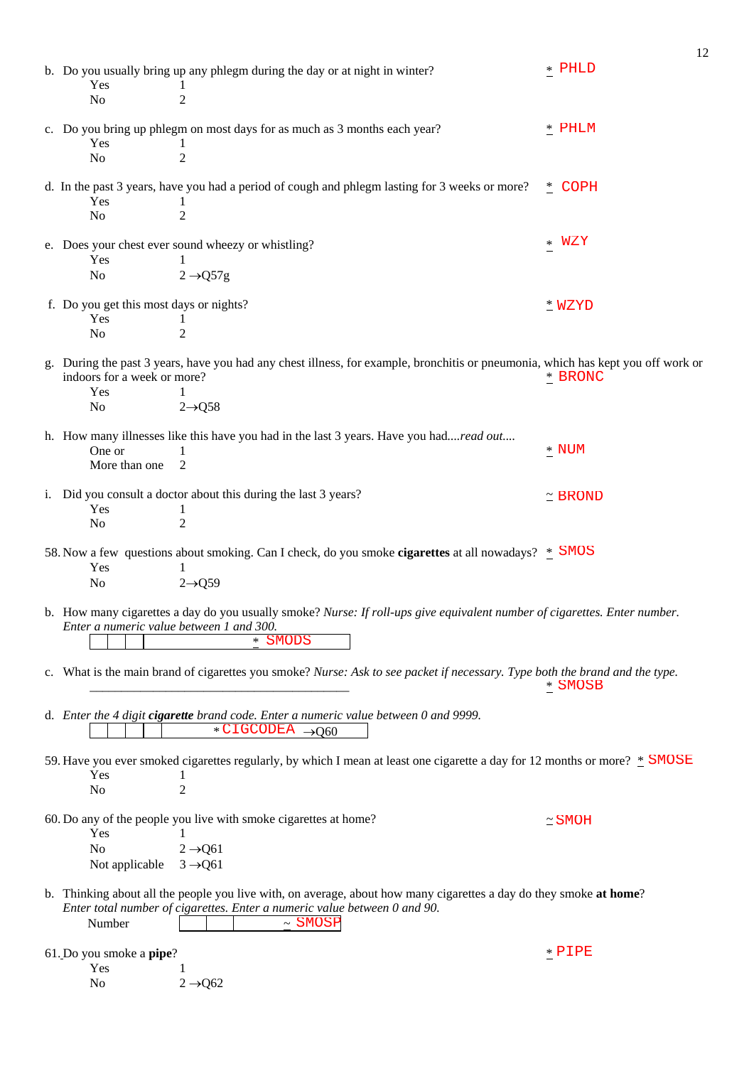b. Do you usually bring up any phlegm during the day or at night in winter? * PHLD

| | |
|---|---|
| Yes | 1 |
| No | 2 |

c. Do you bring up phlegm on most days for as much as 3 months each year? * PHLM

| | |
|---|---|
| Yes | 1 |
| No | 2 |

d. In the past 3 years, have you had a period of cough and phlegm lasting for 3 weeks or more? * COPH

| | |
|---|---|
| Yes | 1 |
| No | 2 |

e. Does your chest ever sound wheezy or whistling? * WZY

| | |
|---|---|
| Yes | 1 |
| No | 2 →Q57g |

f. Do you get this most days or nights? * WZYD

| | |
|---|---|
| Yes | 1 |
| No | 2 |

g. During the past 3 years, have you had any chest illness, for example, bronchitis or pneumonia, which has kept you off work or indoors for a week or more? * BRONC

| | |
|---|---|
| Yes | 1 |
| No | 2→Q58 |

h. How many illnesses like this have you had in the last 3 years. Have you had....*read out....* * NUM

| | |
|---|---|
| One or | 1 |
| More than one | 2 |

i. Did you consult a doctor about this during the last 3 years? ~ BROND

| | |
|---|---|
| Yes | 1 |
| No | 2 |

58. Now a few questions about smoking. Can I check, do you smoke **cigarettes** at all nowadays? * SMOS

| | |
|---|---|
| Yes | 1 |
| No | 2→Q59 |

b. How many cigarettes a day do you usually smoke? *Nurse: If roll-ups give equivalent number of cigarettes. Enter number. Enter a numeric value between 1 and 300.*

[ | | | ] * SMODS

c. What is the main brand of cigarettes you smoke? *Nurse: Ask to see packet if necessary. Type both the brand and the type.*

\_\_\_\_\_\_\_\_\_\_\_\_\_\_\_\_\_\_\_\_\_\_\_\_\_\_\_\_\_\_\_\_\_\_\_\_\_\_\_\_ * SMOSB

d. *Enter the 4 digit **cigarette** brand code. Enter a numeric value between 0 and 9999.*

[ | | | | ] * CIGCODEA →Q60

59. Have you ever smoked cigarettes regularly, by which I mean at least one cigarette a day for 12 months or more? * SMOSE

| | |
|---|---|
| Yes | 1 |
| No | 2 |

60. Do any of the people you live with smoke cigarettes at home? ~ SMOH

| | |
|---|---|
| Yes | 1 |
| No | 2 →Q61 |
| Not applicable | 3 →Q61 |

b. Thinking about all the people you live with, on average, about how many cigarettes a day do they smoke **at home**? *Enter total number of cigarettes. Enter a numeric value between 0 and 90.*

Number [ | | ] ~ SMOSP

61. Do you smoke a **pipe**? * PIPE

| | |
|---|---|
| Yes | 1 |
| No | 2 →Q62 |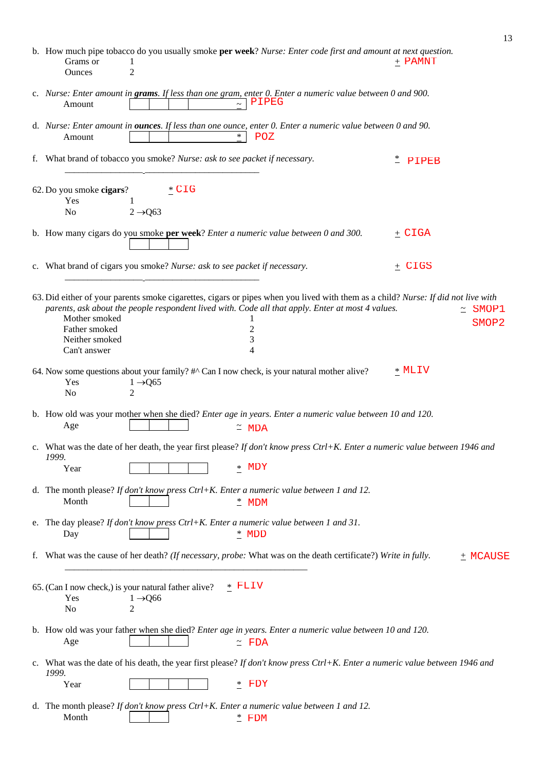b. How much pipe tobacco do you usually smoke **per week**? *Nurse: Enter code first and amount at next question.* + PAMNT

Grams or 1
Ounces 2

c. *Nurse: Enter amount in* ***grams****. If less than one gram, enter 0. Enter a numeric value between 0 and 900.*
Amount [ | | | ] ~ PIPEG

d. *Nurse: Enter amount in* ***ounces****. If less than one ounce, enter 0. Enter a numeric value between 0 and 90.*
Amount [ | | ] * POZ

f. What brand of tobacco you smoke? *Nurse: ask to see packet if necessary.* * PIPEB

\_\_\_\_\_\_\_\_\_\_\_\_\_\_\_\_\_\_\_\_\_\_\_\_\_\_\_\_\_\_\_\_\_\_\_\_\_\_\_\_\_\_\_\_

62. Do you smoke **cigars**? * CIG

Yes 1
No 2 →Q63

b. How many cigars do you smoke **per week**? *Enter a numeric value between 0 and 300.* + CIGA
[ | | ]

c. What brand of cigars you smoke? *Nurse: ask to see packet if necessary.* + CIGS

\_\_\_\_\_\_\_\_\_\_\_\_\_\_\_\_\_\_\_\_\_\_\_\_\_\_\_\_\_\_\_\_\_\_\_\_\_\_\_\_\_\_\_\_

63. Did either of your parents smoke cigarettes, cigars or pipes when you lived with them as a child? *Nurse: If did not live with parents, ask about the people respondent lived with. Code all that apply. Enter at most 4 values.* ~ SMOP1 SMOP2

Mother smoked 1
Father smoked 2
Neither smoked 3
Can't answer 4

64. Now some questions about your family? #^ Can I now check, is your natural mother alive? * MLIV

Yes 1 →Q65
No 2

b. How old was your mother when she died? *Enter age in years. Enter a numeric value between 10 and 120.*
Age [ | | ] ~ MDA

c. What was the date of her death, the year first please? *If don't know press Ctrl+K. Enter a numeric value between 1946 and 1999.*
Year [ | | | ] * MDY

d. The month please? *If don't know press Ctrl+K. Enter a numeric value between 1 and 12.*
Month [ | ] * MDM

e. The day please? *If don't know press Ctrl+K. Enter a numeric value between 1 and 31.*
Day [ | ] * MDD

f. What was the cause of her death? *(If necessary, probe:* What was on the death certificate?) *Write in fully.* + MCAUSE

\_\_\_\_\_\_\_\_\_\_\_\_\_\_\_\_\_\_\_\_\_\_\_\_\_\_\_\_\_\_\_\_\_\_\_\_\_\_\_\_\_\_\_\_\_\_\_\_\_\_\_\_\_\_\_\_\_\_\_\_

65. (Can I now check,) is your natural father alive? * FLIV

Yes 1 →Q66
No 2

b. How old was your father when she died? *Enter age in years. Enter a numeric value between 10 and 120.*
Age [ | | ] ~ FDA

c. What was the date of his death, the year first please? *If don't know press Ctrl+K. Enter a numeric value between 1946 and 1999.*
Year [ | | | ] * FDY

d. The month please? *If don't know press Ctrl+K. Enter a numeric value between 1 and 12.*
Month [ | ] * FDM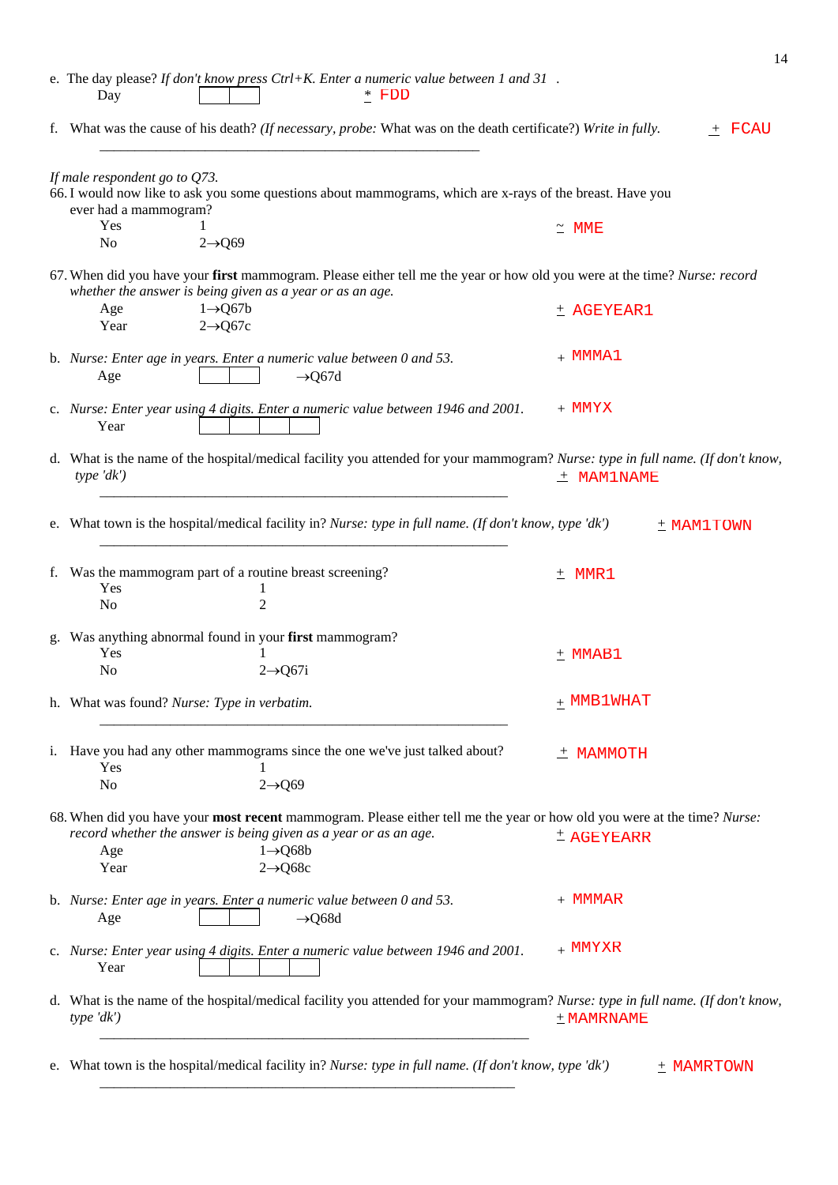e. The day please? *If don't know press Ctrl+K. Enter a numeric value between 1 and 31* .

Day [ | ] * FDD

f. What was the cause of his death? *(If necessary, probe:* What was on the death certificate?) *Write in fully.* ± FCAU

______________________________________________

*If male respondent go to Q73.*

66. I would now like to ask you some questions about mammograms, which are x-rays of the breast. Have you ever had a mammogram? ± MME

Yes 1
No 2→Q69

67. When did you have your **first** mammogram. Please either tell me the year or how old you were at the time? *Nurse: record whether the answer is being given as a year or as an age.* ± AGEYEAR1

Age 1→Q67b
Year 2→Q67c

b. *Nurse: Enter age in years. Enter a numeric value between 0 and 53.* + MMMA1

Age [ | ] →Q67d

c. *Nurse: Enter year using 4 digits. Enter a numeric value between 1946 and 2001.* + MMYX

Year [ | | | ]

d. What is the name of the hospital/medical facility you attended for your mammogram? *Nurse: type in full name. (If don't know, type 'dk')* ± MAM1NAME

______________________________________________

e. What town is the hospital/medical facility in? *Nurse: type in full name. (If don't know, type 'dk')* ± MAM1TOWN

______________________________________________

f. Was the mammogram part of a routine breast screening? ± MMR1

Yes 1
No 2

g. Was anything abnormal found in your **first** mammogram? ± MMAB1

Yes 1
No 2→Q67i

h. What was found? *Nurse: Type in verbatim.* ± MMB1WHAT

______________________________________________

i. Have you had any other mammograms since the one we've just talked about? ± MAMMOTH

Yes 1
No 2→Q69

68. When did you have your **most recent** mammogram. Please either tell me the year or how old you were at the time? *Nurse: record whether the answer is being given as a year or as an age.* ± AGEYEARR

Age 1→Q68b
Year 2→Q68c

b. *Nurse: Enter age in years. Enter a numeric value between 0 and 53.* + MMMAR

Age [ | ] →Q68d

c. *Nurse: Enter year using 4 digits. Enter a numeric value between 1946 and 2001.* + MMYXR

Year [ | | | ]

d. What is the name of the hospital/medical facility you attended for your mammogram? *Nurse: type in full name. (If don't know, type 'dk')* ± MAMRNAME

______________________________________________

e. What town is the hospital/medical facility in? *Nurse: type in full name. (If don't know, type 'dk')* ± MAMRTOWN

______________________________________________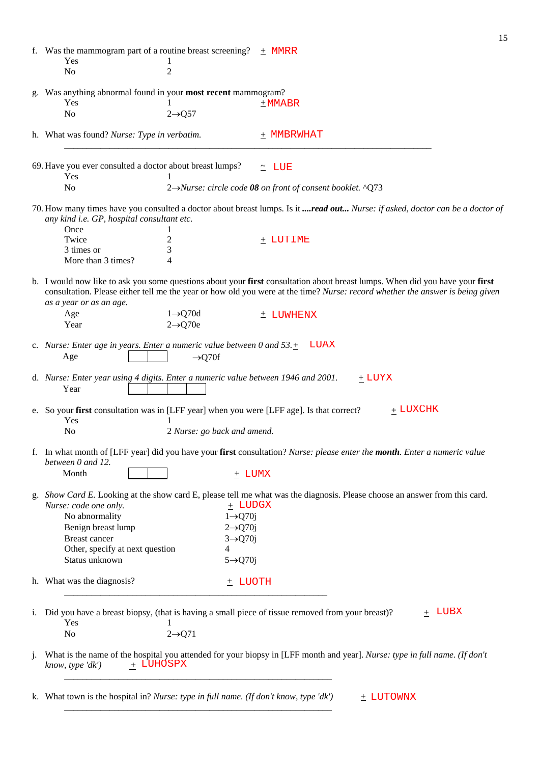f. Was the mammogram part of a routine breast screening? ± MMRR

| | |
|---|---|
| Yes | 1 |
| No | 2 |

g. Was anything abnormal found in your **most recent** mammogram? ± MMABR

| | |
|---|---|
| Yes | 1 |
| No | 2→Q57 |

h. What was found? *Nurse: Type in verbatim.* ± MMBRWHAT

\_\_\_\_\_\_\_\_\_\_\_\_\_\_\_\_\_\_\_\_\_\_\_\_\_\_\_\_\_\_\_\_\_\_\_\_\_\_\_\_\_\_\_\_\_\_\_\_\_\_\_\_\_\_\_\_\_\_\_\_\_\_\_\_\_\_\_\_\_\_\_\_

69. Have you ever consulted a doctor about breast lumps? ~ LUE

| | |
|---|---|
| Yes | 1 |
| No | 2→*Nurse: circle code **08** on front of consent booklet.* ^Q73 |

70. How many times have you consulted a doctor about breast lumps. Is it ***....read out...*** *Nurse: if asked, doctor can be a doctor of any kind i.e. GP, hospital consultant etc.* ± LUTIME

| | |
|---|---|
| Once | 1 |
| Twice | 2 |
| 3 times or | 3 |
| More than 3 times? | 4 |

b. I would now like to ask you some questions about your **first** consultation about breast lumps. When did you have your **first** consultation. Please either tell me the year or how old you were at the time? *Nurse: record whether the answer is being given as a year or as an age.* ± LUWHENX

| | |
|---|---|
| Age | 1→Q70d |
| Year | 2→Q70e |

c. *Nurse: Enter age in years. Enter a numeric value between 0 and 53.* ± LUAX

Age [ | ] →Q70f

d. *Nurse: Enter year using 4 digits. Enter a numeric value between 1946 and 2001.* ± LUYX

Year [ | | | ]

e. So your **first** consultation was in [LFF year] when you were [LFF age]. Is that correct? ± LUXCHK

| | |
|---|---|
| Yes | 1 |
| No | 2 *Nurse: go back and amend.* |

f. In what month of [LFF year] did you have your **first** consultation? *Nurse: please enter the **month**. Enter a numeric value between 0 and 12.*

Month [ | ] ± LUMX

g. *Show Card E.* Looking at the show card E, please tell me what was the diagnosis. Please choose an answer from this card. *Nurse: code one only.* ± LUDGX

| | |
|---|---|
| No abnormality | 1→Q70j |
| Benign breast lump | 2→Q70j |
| Breast cancer | 3→Q70j |
| Other, specify at next question | 4 |
| Status unknown | 5→Q70j |

h. What was the diagnosis? ± LUOTH

\_\_\_\_\_\_\_\_\_\_\_\_\_\_\_\_\_\_\_\_\_\_\_\_\_\_\_\_\_\_\_\_\_\_\_\_\_\_\_\_\_\_\_\_\_\_\_\_\_\_\_\_

i. Did you have a breast biopsy, (that is having a small piece of tissue removed from your breast)? ± LUBX

| | |
|---|---|
| Yes | 1 |
| No | 2→Q71 |

j. What is the name of the hospital you attended for your biopsy in [LFF month and year]. *Nurse: type in full name. (If don't know, type 'dk')* ± LUHOSPX

\_\_\_\_\_\_\_\_\_\_\_\_\_\_\_\_\_\_\_\_\_\_\_\_\_\_\_\_\_\_\_\_\_\_\_\_\_\_\_\_\_\_\_\_\_\_\_\_\_\_\_\_

k. What town is the hospital in? *Nurse: type in full name. (If don't know, type 'dk')* ± LUTOWNX

\_\_\_\_\_\_\_\_\_\_\_\_\_\_\_\_\_\_\_\_\_\_\_\_\_\_\_\_\_\_\_\_\_\_\_\_\_\_\_\_\_\_\_\_\_\_\_\_\_\_\_\_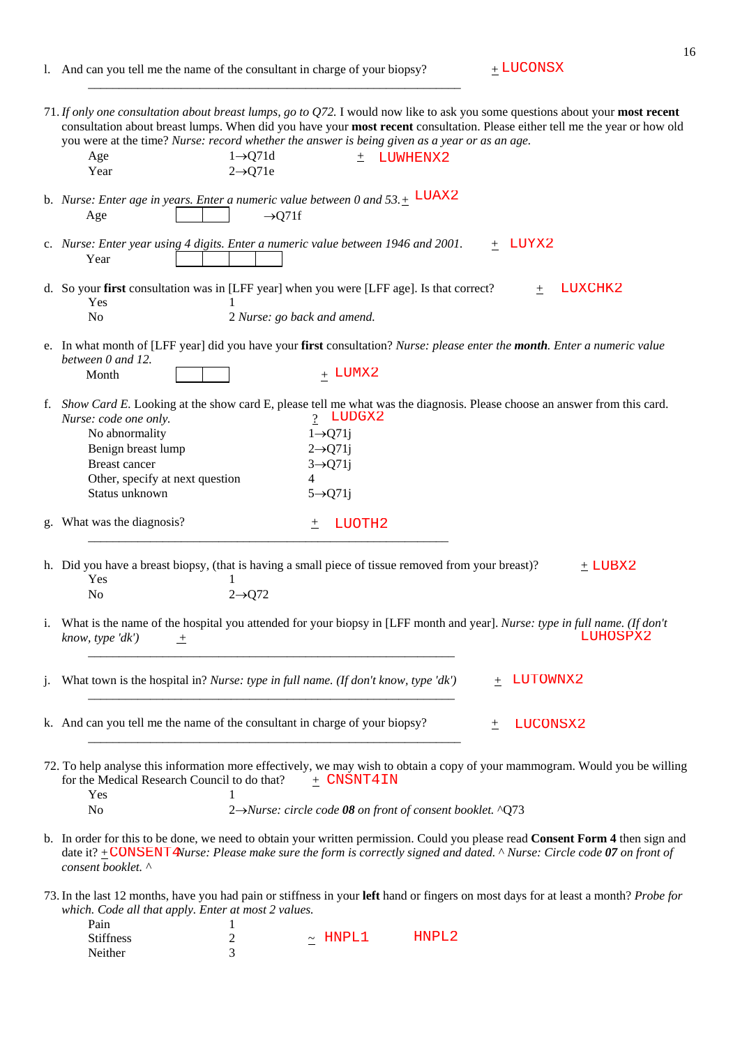l. And can you tell me the name of the consultant in charge of your biopsy? ± LUCONSX

\_\_\_\_\_\_\_\_\_\_\_\_\_\_\_\_\_\_\_\_\_\_\_\_\_\_\_\_\_\_\_\_\_\_\_\_\_\_\_\_\_\_\_\_\_\_\_\_\_\_\_\_\_\_\_\_\_\_

71. *If only one consultation about breast lumps, go to Q72.* I would now like to ask you some questions about your **most recent** consultation about breast lumps. When did you have your **most recent** consultation. Please either tell me the year or how old you were at the time? *Nurse: record whether the answer is being given as a year or as an age.* ± LUWHENX2

| | |
|---|---|
| Age | 1→Q71d |
| Year | 2→Q71e |

b. *Nurse: Enter age in years. Enter a numeric value between 0 and 53.* ± LUAX2

Age [ | ] →Q71f

c. *Nurse: Enter year using 4 digits. Enter a numeric value between 1946 and 2001.* ± LUYX2

Year [ | | | ]

d. So your **first** consultation was in [LFF year] when you were [LFF age]. Is that correct? ± LUXCHK2

| | |
|---|---|
| Yes | 1 |
| No | 2 *Nurse: go back and amend.* |

e. In what month of [LFF year] did you have your **first** consultation? *Nurse: please enter the **month**. Enter a numeric value between 0 and 12.*

Month [ | ] ± LUMX2

f. *Show Card E.* Looking at the show card E, please tell me what was the diagnosis. Please choose an answer from this card. *Nurse: code one only.* ? LUDGX2

| | |
|---|---|
| No abnormality | 1→Q71j |
| Benign breast lump | 2→Q71j |
| Breast cancer | 3→Q71j |
| Other, specify at next question | 4 |
| Status unknown | 5→Q71j |

g. What was the diagnosis? ± LUOTH2

\_\_\_\_\_\_\_\_\_\_\_\_\_\_\_\_\_\_\_\_\_\_\_\_\_\_\_\_\_\_\_\_\_\_\_\_\_\_\_\_\_\_\_\_\_\_\_\_\_\_\_\_\_\_\_\_\_\_

h. Did you have a breast biopsy, (that is having a small piece of tissue removed from your breast)? ± LUBX2

| | |
|---|---|
| Yes | 1 |
| No | 2→Q72 |

i. What is the name of the hospital you attended for your biopsy in [LFF month and year]. *Nurse: type in full name. (If don't know, type 'dk')* ± LUHOSPX2

\_\_\_\_\_\_\_\_\_\_\_\_\_\_\_\_\_\_\_\_\_\_\_\_\_\_\_\_\_\_\_\_\_\_\_\_\_\_\_\_\_\_\_\_\_\_\_\_\_\_\_\_\_\_\_\_\_\_

j. What town is the hospital in? *Nurse: type in full name. (If don't know, type 'dk')* ± LUTOWNX2

\_\_\_\_\_\_\_\_\_\_\_\_\_\_\_\_\_\_\_\_\_\_\_\_\_\_\_\_\_\_\_\_\_\_\_\_\_\_\_\_\_\_\_\_\_\_\_\_\_\_\_\_\_\_\_\_\_\_

k. And can you tell me the name of the consultant in charge of your biopsy? ± LUCONSX2

\_\_\_\_\_\_\_\_\_\_\_\_\_\_\_\_\_\_\_\_\_\_\_\_\_\_\_\_\_\_\_\_\_\_\_\_\_\_\_\_\_\_\_\_\_\_\_\_\_\_\_\_\_\_\_\_\_\_

72. To help analyse this information more effectively, we may wish to obtain a copy of your mammogram. Would you be willing for the Medical Research Council to do that? ± CNSNT4IN

| | |
|---|---|
| Yes | 1 |
| No | 2→*Nurse: circle code **08** on front of consent booklet.* ^Q73 |

b. In order for this to be done, we need to obtain your written permission. Could you please read **Consent Form 4** then sign and date it? ± CONSENT4 *Nurse: Please make sure the form is correctly signed and dated. ^ Nurse: Circle code **07** on front of consent booklet.* ^

73. In the last 12 months, have you had pain or stiffness in your **left** hand or fingers on most days for at least a month? *Probe for which. Code all that apply. Enter at most 2 values.* ~ HNPL1 HNPL2

| | |
|---|---|
| Pain | 1 |
| Stiffness | 2 |
| Neither | 3 |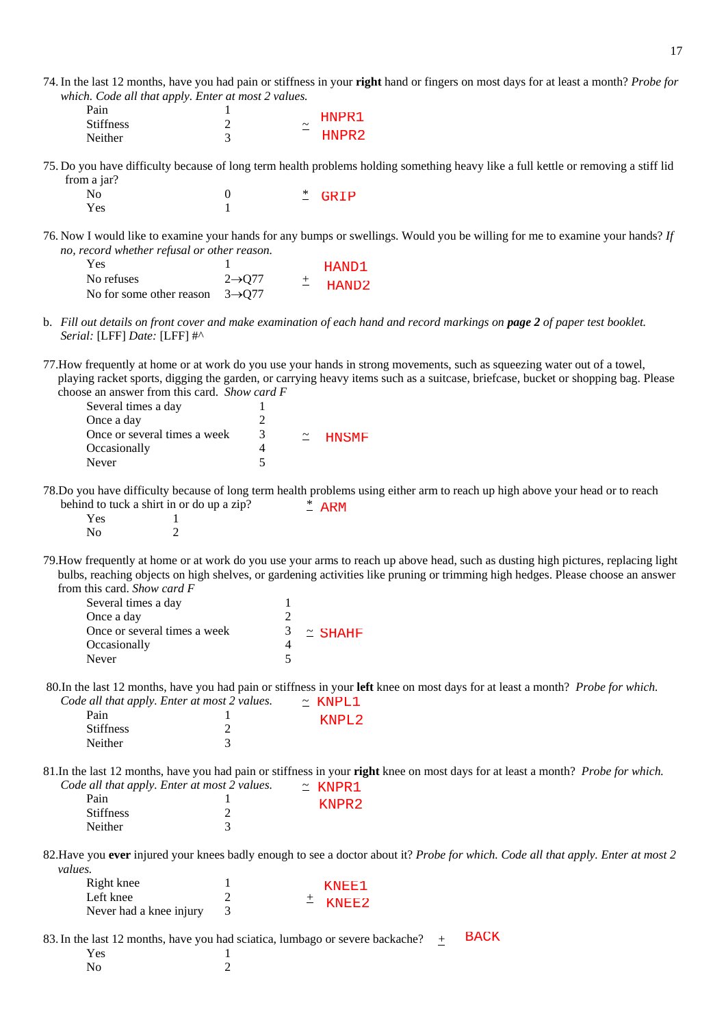74. In the last 12 months, have you had pain or stiffness in your **right** hand or fingers on most days for at least a month? *Probe for which. Code all that apply. Enter at most 2 values.*

| | | | |
|---|---|---|---|
| Pain | 1 | ~ | HNPR1 |
| Stiffness | 2 | | HNPR2 |
| Neither | 3 | | |

75. Do you have difficulty because of long term health problems holding something heavy like a full kettle or removing a stiff lid from a jar?

| | | | |
|---|---|---|---|
| No | 0 | * | GRIP |
| Yes | 1 | | |

76. Now I would like to examine your hands for any bumps or swellings. Would you be willing for me to examine your hands? *If no, record whether refusal or other reason.*

| | | | |
|---|---|---|---|
| Yes | 1 | ± | HAND1 |
| No refuses | 2→Q77 | | HAND2 |
| No for some other reason | 3→Q77 | | |

b. *Fill out details on front cover and make examination of each hand and record markings on **page 2** of paper test booklet. Serial:* [LFF] *Date:* [LFF] #^

77. How frequently at home or at work do you use your hands in strong movements, such as squeezing water out of a towel, playing racket sports, digging the garden, or carrying heavy items such as a suitcase, briefcase, bucket or shopping bag. Please choose an answer from this card. *Show card F*

| | | | |
|---|---|---|---|
| Several times a day | 1 | | |
| Once a day | 2 | | |
| Once or several times a week | 3 | ~ | HNSMF |
| Occasionally | 4 | | |
| Never | 5 | | |

78. Do you have difficulty because of long term health problems using either arm to reach up high above your head or to reach behind to tuck a shirt in or do up a zip? * ARM

| | |
|---|---|
| Yes | 1 |
| No | 2 |

79. How frequently at home or at work do you use your arms to reach up above head, such as dusting high pictures, replacing light bulbs, reaching objects on high shelves, or gardening activities like pruning or trimming high hedges. Please choose an answer from this card. *Show card F*

| | | | |
|---|---|---|---|
| Several times a day | 1 | | |
| Once a day | 2 | | |
| Once or several times a week | 3 | ~ | SHAHF |
| Occasionally | 4 | | |
| Never | 5 | | |

80. In the last 12 months, have you had pain or stiffness in your **left** knee on most days for at least a month? *Probe for which. Code all that apply. Enter at most 2 values.* ~ KNPL1 KNPL2

| | |
|---|---|
| Pain | 1 |
| Stiffness | 2 |
| Neither | 3 |

81. In the last 12 months, have you had pain or stiffness in your **right** knee on most days for at least a month? *Probe for which. Code all that apply. Enter at most 2 values.* ~ KNPR1 KNPR2

| | |
|---|---|
| Pain | 1 |
| Stiffness | 2 |
| Neither | 3 |

82. Have you **ever** injured your knees badly enough to see a doctor about it? *Probe for which. Code all that apply. Enter at most 2 values.*

| | | | |
|---|---|---|---|
| Right knee | 1 | ± | KNEE1 |
| Left knee | 2 | | KNEE2 |
| Never had a knee injury | 3 | | |

83. In the last 12 months, have you had sciatica, lumbago or severe backache? ± BACK

| | |
|---|---|
| Yes | 1 |
| No | 2 |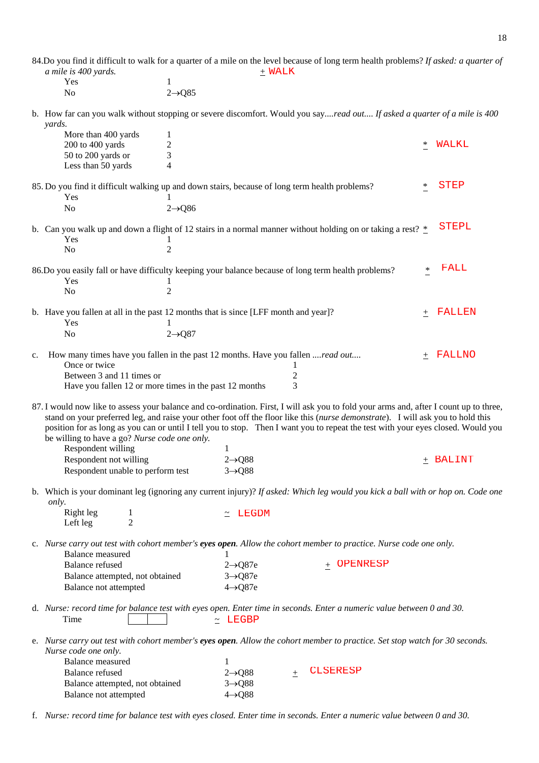84.Do you find it difficult to walk for a quarter of a mile on the level because of long term health problems? *If asked: a quarter of a mile is 400 yards.* + WALK

| | |
|---|---|
| Yes | 1 |
| No | 2→Q85 |

b. How far can you walk without stopping or severe discomfort. Would you say....*read out.... If asked a quarter of a mile is 400 yards.* * WALKL

| | |
|---|---|
| More than 400 yards | 1 |
| 200 to 400 yards | 2 |
| 50 to 200 yards or | 3 |
| Less than 50 yards | 4 |

85. Do you find it difficult walking up and down stairs, because of long term health problems? * STEP

| | |
|---|---|
| Yes | 1 |
| No | 2→Q86 |

b. Can you walk up and down a flight of 12 stairs in a normal manner without holding on or taking a rest? * STEPL

| | |
|---|---|
| Yes | 1 |
| No | 2 |

86.Do you easily fall or have difficulty keeping your balance because of long term health problems? * FALL

| | |
|---|---|
| Yes | 1 |
| No | 2 |

b. Have you fallen at all in the past 12 months that is since [LFF month and year]? + FALLEN

| | |
|---|---|
| Yes | 1 |
| No | 2→Q87 |

c. How many times have you fallen in the past 12 months. Have you fallen ....*read out....* + FALLNO

| | |
|---|---|
| Once or twice | 1 |
| Between 3 and 11 times or | 2 |
| Have you fallen 12 or more times in the past 12 months | 3 |

87. I would now like to assess your balance and co-ordination. First, I will ask you to fold your arms and, after I count up to three, stand on your preferred leg, and raise your other foot off the floor like this (*nurse demonstrate*). I will ask you to hold this position for as long as you can or until I tell you to stop. Then I want you to repeat the test with your eyes closed. Would you be willing to have a go? *Nurse code one only.* + BALINT

| | |
|---|---|
| Respondent willing | 1 |
| Respondent not willing | 2→Q88 |
| Respondent unable to perform test | 3→Q88 |

b. Which is your dominant leg (ignoring any current injury)? *If asked: Which leg would you kick a ball with or hop on. Code one only.* ~ LEGDM

| | |
|---|---|
| Right leg | 1 |
| Left leg | 2 |

c. *Nurse carry out test with cohort member's* ***eyes open****. Allow the cohort member to practice. Nurse code one only.* + OPENRESP

| | |
|---|---|
| Balance measured | 1 |
| Balance refused | 2→Q87e |
| Balance attempted, not obtained | 3→Q87e |
| Balance not attempted | 4→Q87e |

d. *Nurse: record time for balance test with eyes open. Enter time in seconds. Enter a numeric value between 0 and 30.*

Time [ | ] ~ LEGBP

e. *Nurse carry out test with cohort member's* ***eyes open****. Allow the cohort member to practice. Set stop watch for 30 seconds. Nurse code one only.* + CLSERESP

| | |
|---|---|
| Balance measured | 1 |
| Balance refused | 2→Q88 |
| Balance attempted, not obtained | 3→Q88 |
| Balance not attempted | 4→Q88 |

f. *Nurse: record time for balance test with eyes closed. Enter time in seconds. Enter a numeric value between 0 and 30.*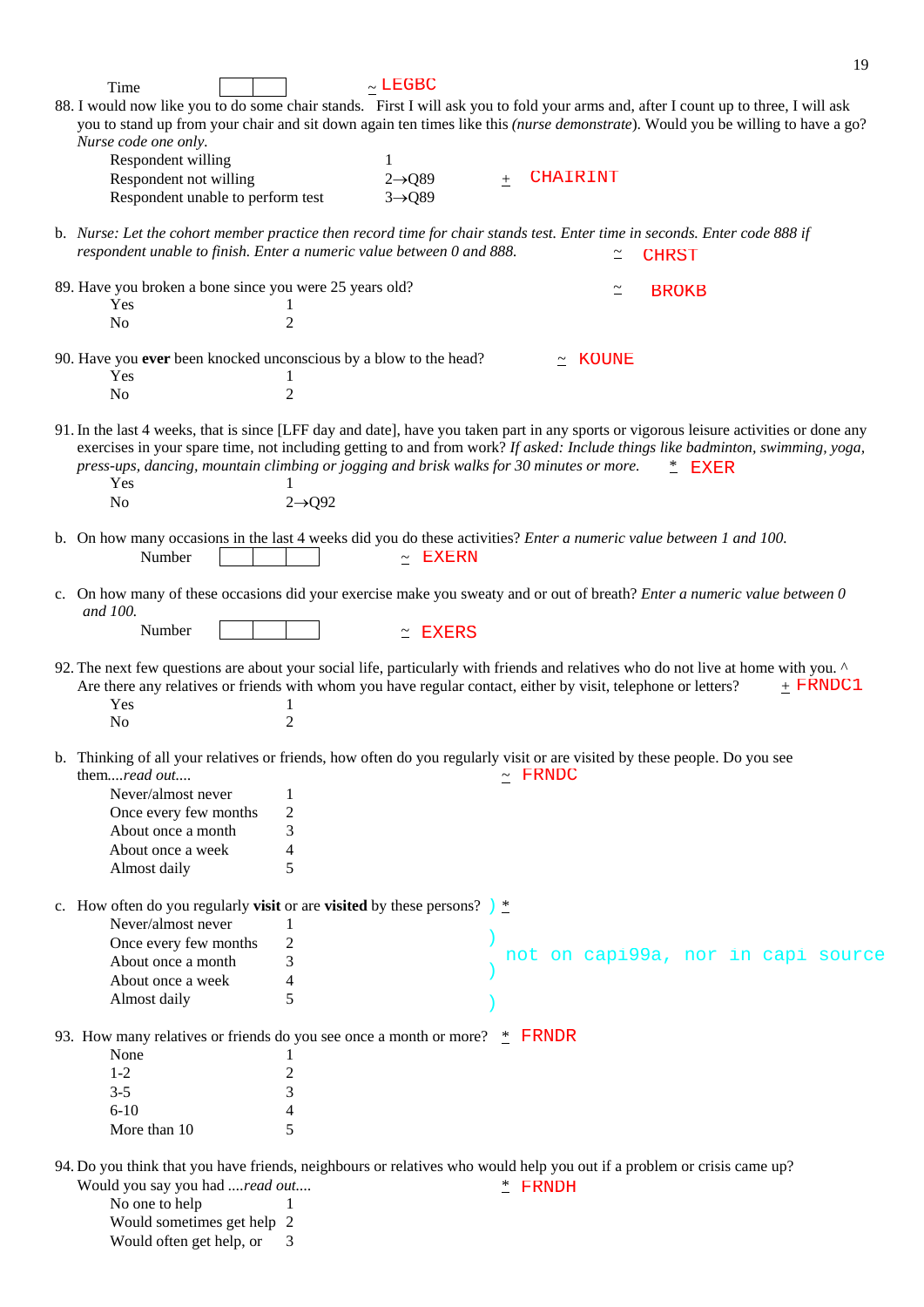Time ☐☐ ~ LEGBC

88. I would now like you to do some chair stands. First I will ask you to fold your arms and, after I count up to three, I will ask you to stand up from your chair and sit down again ten times like this *(nurse demonstrate)*. Would you be willing to have a go? *Nurse code one only.*

| | | |
|---|---|---|
| Respondent willing | 1 | |
| Respondent not willing | 2→Q89 | + CHAIRINT |
| Respondent unable to perform test | 3→Q89 | |

b. *Nurse: Let the cohort member practice then record time for chair stands test. Enter time in seconds. Enter code 888 if respondent unable to finish. Enter a numeric value between 0 and 888.* ~ CHRST

89. Have you broken a bone since you were 25 years old? ~ BROKB

| | |
|---|---|
| Yes | 1 |
| No | 2 |

90. Have you **ever** been knocked unconscious by a blow to the head? ~ KOUNE

| | |
|---|---|
| Yes | 1 |
| No | 2 |

91. In the last 4 weeks, that is since [LFF day and date], have you taken part in any sports or vigorous leisure activities or done any exercises in your spare time, not including getting to and from work? *If asked: Include things like badminton, swimming, yoga, press-ups, dancing, mountain climbing or jogging and brisk walks for 30 minutes or more.* * EXER

| | |
|---|---|
| Yes | 1 |
| No | 2→Q92 |

b. On how many occasions in the last 4 weeks did you do these activities? *Enter a numeric value between 1 and 100.*

Number ☐☐☐ ~ EXERN

c. On how many of these occasions did your exercise make you sweaty and or out of breath? *Enter a numeric value between 0 and 100.*

Number ☐☐☐ ~ EXERS

92. The next few questions are about your social life, particularly with friends and relatives who do not live at home with you. ^ Are there any relatives or friends with whom you have regular contact, either by visit, telephone or letters? + FRNDC1

| | |
|---|---|
| Yes | 1 |
| No | 2 |

b. Thinking of all your relatives or friends, how often do you regularly visit or are visited by these people. Do you see them....*read out....* ~ FRNDC

| | |
|---|---|
| Never/almost never | 1 |
| Once every few months | 2 |
| About once a month | 3 |
| About once a week | 4 |
| Almost daily | 5 |

c. How often do you regularly **visit** or are **visited** by these persons? ) *

| | |
|---|---|
| Never/almost never | 1 |
| Once every few months | 2 |
| About once a month | 3 |
| About once a week | 4 |
| Almost daily | 5 |

) not on capi99a, nor in capi source

93. How many relatives or friends do you see once a month or more? * FRNDR

| | |
|---|---|
| None | 1 |
| 1-2 | 2 |
| 3-5 | 3 |
| 6-10 | 4 |
| More than 10 | 5 |

94. Do you think that you have friends, neighbours or relatives who would help you out if a problem or crisis came up? Would you say you had ....*read out....* * FRNDH

| | |
|---|---|
| No one to help | 1 |
| Would sometimes get help | 2 |
| Would often get help, or | 3 |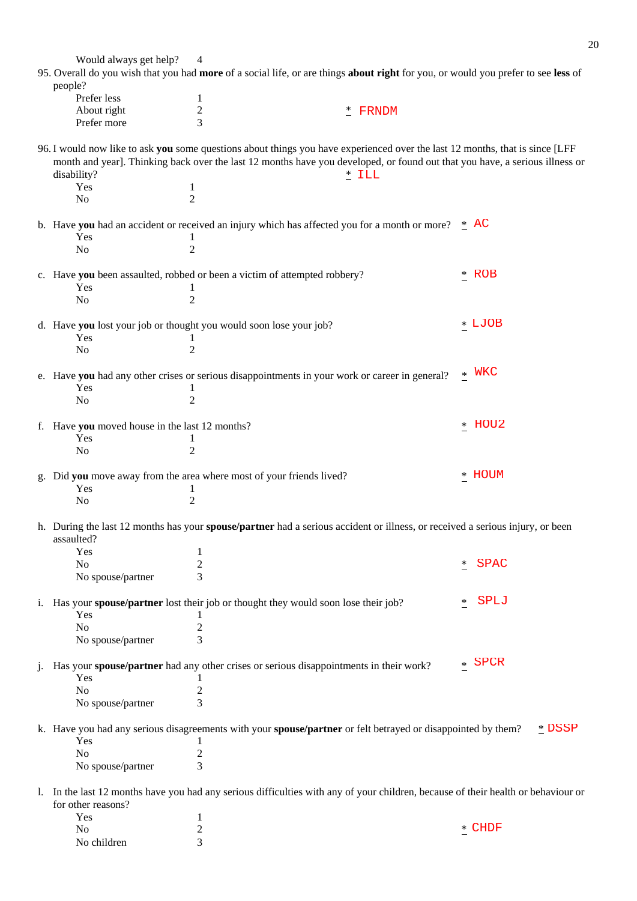Would always get help? 4

95. Overall do you wish that you had **more** of a social life, or are things **about right** for you, or would you prefer to see **less** of people?

| | | |
|---|---|---|
| Prefer less | 1 | |
| About right | 2 | * FRNDM |
| Prefer more | 3 | |

96. I would now like to ask **you** some questions about things you have experienced over the last 12 months, that is since [LFF month and year]. Thinking back over the last 12 months have you developed, or found out that you have, a serious illness or disability? * ILL

| | |
|---|---|
| Yes | 1 |
| No | 2 |

b. Have **you** had an accident or received an injury which has affected you for a month or more? * AC

| | |
|---|---|
| Yes | 1 |
| No | 2 |

c. Have **you** been assaulted, robbed or been a victim of attempted robbery? * ROB

| | |
|---|---|
| Yes | 1 |
| No | 2 |

d. Have **you** lost your job or thought you would soon lose your job? * LJOB

| | |
|---|---|
| Yes | 1 |
| No | 2 |

e. Have **you** had any other crises or serious disappointments in your work or career in general? * WKC

| | |
|---|---|
| Yes | 1 |
| No | 2 |

f. Have **you** moved house in the last 12 months? * HOU2

| | |
|---|---|
| Yes | 1 |
| No | 2 |

g. Did **you** move away from the area where most of your friends lived? * HOUM

| | |
|---|---|
| Yes | 1 |
| No | 2 |

h. During the last 12 months has your **spouse/partner** had a serious accident or illness, or received a serious injury, or been assaulted?

| | | |
|---|---|---|
| Yes | 1 | |
| No | 2 | * SPAC |
| No spouse/partner | 3 | |

i. Has your **spouse/partner** lost their job or thought they would soon lose their job? * SPLJ

| | |
|---|---|
| Yes | 1 |
| No | 2 |
| No spouse/partner | 3 |

j. Has your **spouse/partner** had any other crises or serious disappointments in their work? * SPCR

| | |
|---|---|
| Yes | 1 |
| No | 2 |
| No spouse/partner | 3 |

k. Have you had any serious disagreements with your **spouse/partner** or felt betrayed or disappointed by them? * DSSP

| | |
|---|---|
| Yes | 1 |
| No | 2 |
| No spouse/partner | 3 |

l. In the last 12 months have you had any serious difficulties with any of your children, because of their health or behaviour or for other reasons?

| | | |
|---|---|---|
| Yes | 1 | |
| No | 2 | * CHDF |
| No children | 3 | |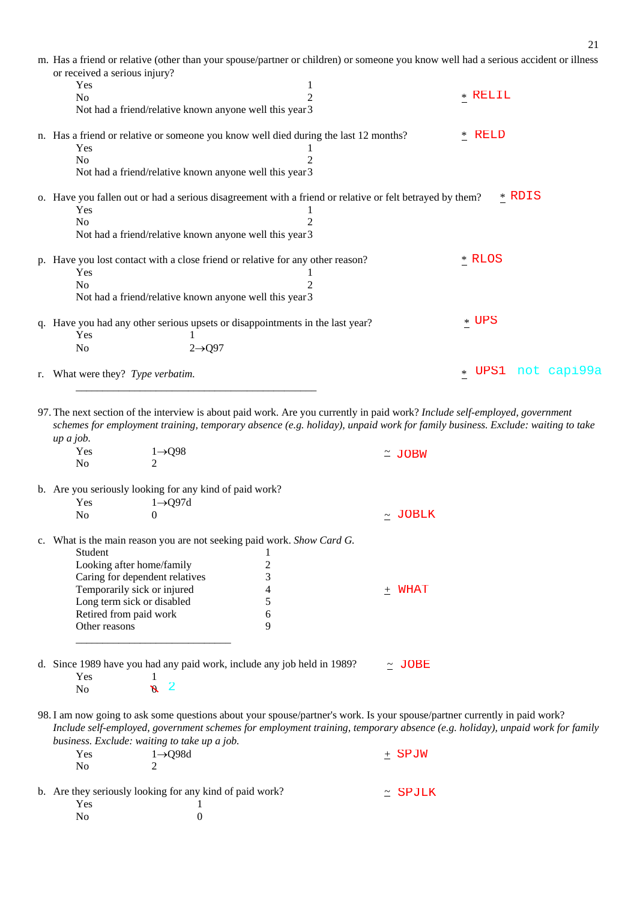m. Has a friend or relative (other than your spouse/partner or children) or someone you know well had a serious accident or illness or received a serious injury?

| | | |
|---|---|---|
| Yes | 1 | |
| No | 2 | * RELIL |
| Not had a friend/relative known anyone well this year | 3 | |

n. Has a friend or relative or someone you know well died during the last 12 months? * RELD

| | |
|---|---|
| Yes | 1 |
| No | 2 |
| Not had a friend/relative known anyone well this year | 3 |

o. Have you fallen out or had a serious disagreement with a friend or relative or felt betrayed by them? * RDIS

| | |
|---|---|
| Yes | 1 |
| No | 2 |
| Not had a friend/relative known anyone well this year | 3 |

p. Have you lost contact with a close friend or relative for any other reason? * RLOS

| | |
|---|---|
| Yes | 1 |
| No | 2 |
| Not had a friend/relative known anyone well this year | 3 |

q. Have you had any other serious upsets or disappointments in the last year? * UPS

| | |
|---|---|
| Yes | 1 |
| No | 2→Q97 |

r. What were they? *Type verbatim.* * UPS1 not capi99a

_______________________________________________

97. The next section of the interview is about paid work. Are you currently in paid work? *Include self-employed, government schemes for employment training, temporary absence (e.g. holiday), unpaid work for family business. Exclude: waiting to take up a job.*

| | | |
|---|---|---|
| Yes | 1→Q98 | ~ JOBW |
| No | 2 | |

b. Are you seriously looking for any kind of paid work?

| | | |
|---|---|---|
| Yes | 1→Q97d | |
| No | 0 | ~ JOBLK |

c. What is the main reason you are not seeking paid work. *Show Card G.*

| | | |
|---|---|---|
| Student | 1 | |
| Looking after home/family | 2 | |
| Caring for dependent relatives | 3 | |
| Temporarily sick or injured | 4 | + WHAT |
| Long term sick or disabled | 5 | |
| Retired from paid work | 6 | |
| Other reasons | 9 | |

_____________________________

d. Since 1989 have you had any paid work, include any job held in 1989? ~ JOBE

| | |
|---|---|
| Yes | 1 |
| No | ~~0~~ 2 |

98. I am now going to ask some questions about your spouse/partner's work. Is your spouse/partner currently in paid work? *Include self-employed, government schemes for employment training, temporary absence (e.g. holiday), unpaid work for family business. Exclude: waiting to take up a job.*

| | | |
|---|---|---|
| Yes | 1→Q98d | + SPJW |
| No | 2 | |

b. Are they seriously looking for any kind of paid work? ~ SPJLK

| | |
|---|---|
| Yes | 1 |
| No | 0 |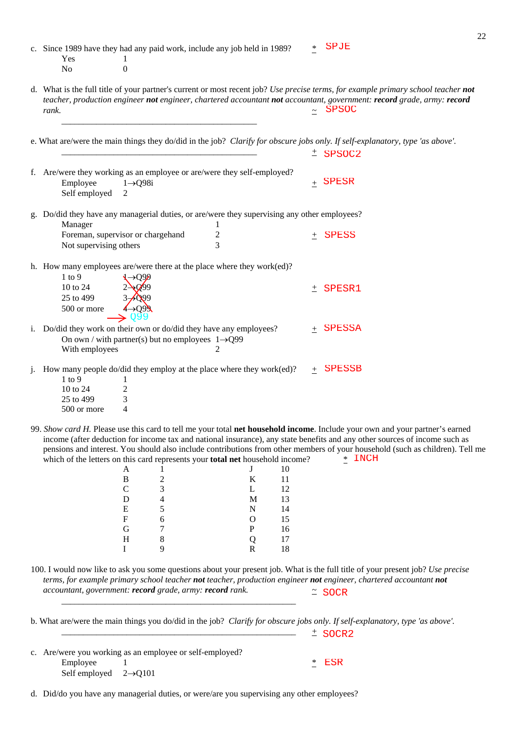c. Since 1989 have they had any paid work, include any job held in 1989? * SPJE

Yes 1
No 0

d. What is the full title of your partner's current or most recent job? *Use precise terms, for example primary school teacher* ***not*** *teacher, production engineer* ***not*** *engineer, chartered accountant* ***not*** *accountant, government:* ***record*** *grade, army:* ***record*** *rank.* ~ SPSOC

_______________________________________________

e. What are/were the main things they do/did in the job? *Clarify for obscure jobs only. If self-explanatory, type 'as above'.*

_______________________________________________ ± SPSOC2

f. Are/were they working as an employee or are/were they self-employed? ± SPESR

Employee 1→Q98i
Self employed 2

g. Do/did they have any managerial duties, or are/were they supervising any other employees?

Manager 1
Foreman, supervisor or chargehand 2 ± SPESS
Not supervising others 3

h. How many employees are/were there at the place where they work(ed)?

1 to 9 ~~1→Q99~~
10 to 24 ~~2→Q99~~ ± SPESR1
25 to 499 ~~3→Q99~~
500 or more ~~4→Q99~~
→ Q99

i. Do/did they work on their own or do/did they have any employees? ± SPESSA

On own / with partner(s) but no employees 1→Q99
With employees 2

j. How many people do/did they employ at the place where they work(ed)? ± SPESSB

1 to 9 1
10 to 24 2
25 to 499 3
500 or more 4

99. *Show card H.* Please use this card to tell me your total **net household income**. Include your own and your partner's earned income (after deduction for income tax and national insurance), any state benefits and any other sources of income such as pensions and interest. You should also include contributions from other members of your household (such as children). Tell me which of the letters on this card represents your **total net** household income? * INCH

| | | | |
|---|---|---|---|
| A | 1 | J | 10 |
| B | 2 | K | 11 |
| C | 3 | L | 12 |
| D | 4 | M | 13 |
| E | 5 | N | 14 |
| F | 6 | O | 15 |
| G | 7 | P | 16 |
| H | 8 | Q | 17 |
| I | 9 | R | 18 |

100. I would now like to ask you some questions about your present job. What is the full title of your present job? *Use precise terms, for example primary school teacher* ***not*** *teacher, production engineer* ***not*** *engineer, chartered accountant* ***not*** *accountant, government:* ***record*** *grade, army:* ***record*** *rank.* ~ SOCR

_______________________________________________

b. What are/were the main things you do/did in the job? *Clarify for obscure jobs only. If self-explanatory, type 'as above'.*

_______________________________________________ ± SOCR2

c. Are/were you working as an employee or self-employed? * ESR

Employee 1
Self employed 2→Q101

d. Did/do you have any managerial duties, or were/are you supervising any other employees?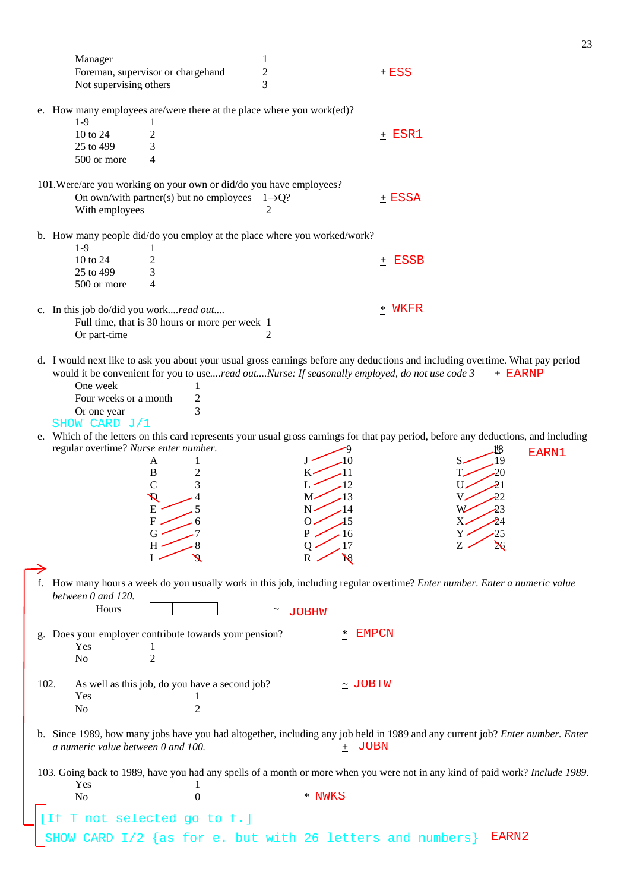Manager 1
Foreman, supervisor or chargehand 2 ± ESS
Not supervising others 3

e. How many employees are/were there at the place where you work(ed)?

| | | |
|---|---|---|
| 1-9 | 1 | |
| 10 to 24 | 2 | ± ESR1 |
| 25 to 499 | 3 | |
| 500 or more | 4 | |

101.Were/are you working on your own or did/do you have employees? ± ESSA

On own/with partner(s) but no employees 1→Q?
With employees 2

b. How many people did/do you employ at the place where you worked/work?

| | | |
|---|---|---|
| 1-9 | 1 | |
| 10 to 24 | 2 | ± ESSB |
| 25 to 499 | 3 | |
| 500 or more | 4 | |

c. In this job do/did you work....*read out....* * WKFR

Full time, that is 30 hours or more per week 1
Or part-time 2

d. I would next like to ask you about your usual gross earnings before any deductions and including overtime. What pay period would it be convenient for you to use....*read out....Nurse: If seasonally employed, do not use code 3* ± EARNP

One week 1
Four weeks or a month 2
Or one year 3

SHOW CARD J/1

e. Which of the letters on this card represents your usual gross earnings for that pay period, before any deductions, and including regular overtime? *Nurse enter number.* EARN1

| | | | | | |
|---|---|---|---|---|---|
| A | 1 | J | ~~9~~ 10 | S | ~~18~~ 19 |
| B | 2 | K | ~~10~~ 11 | T | ~~19~~ 20 |
| C | 3 | L | ~~11~~ 12 | U | ~~20~~ 21 |
| ~~D~~ | 4 | M | ~~12~~ 13 | V | ~~21~~ 22 |
| E | ~~4~~ 5 | N | ~~13~~ 14 | W | ~~22~~ 23 |
| F | ~~5~~ 6 | O | ~~14~~ 15 | X | ~~23~~ 24 |
| G | ~~6~~ 7 | P | ~~15~~ 16 | Y | ~~24~~ 25 |
| H | ~~7~~ 8 | Q | ~~16~~ 17 | Z | ~~25~~ ~~26~~ |
| I | ~~8~~ ~~9~~ | R | ~~17~~ ~~18~~ | | |

f. How many hours a week do you usually work in this job, including regular overtime? *Enter number. Enter a numeric value between 0 and 120.*

Hours [ | | ] ~ JOBHW

g. Does your employer contribute towards your pension? * EMPCN

Yes 1
No 2

102. As well as this job, do you have a second job? ~ JOBTW

Yes 1
No 2

b. Since 1989, how many jobs have you had altogether, including any job held in 1989 and any current job? *Enter number. Enter a numeric value between 0 and 100.* ± JOBN

103. Going back to 1989, have you had any spells of a month or more when you were not in any kind of paid work? *Include 1989.*

Yes 1
No 0 * NWKS

[If T not selected go to f.]

SHOW CARD I/2 {as for e. but with 26 letters and numbers} EARN2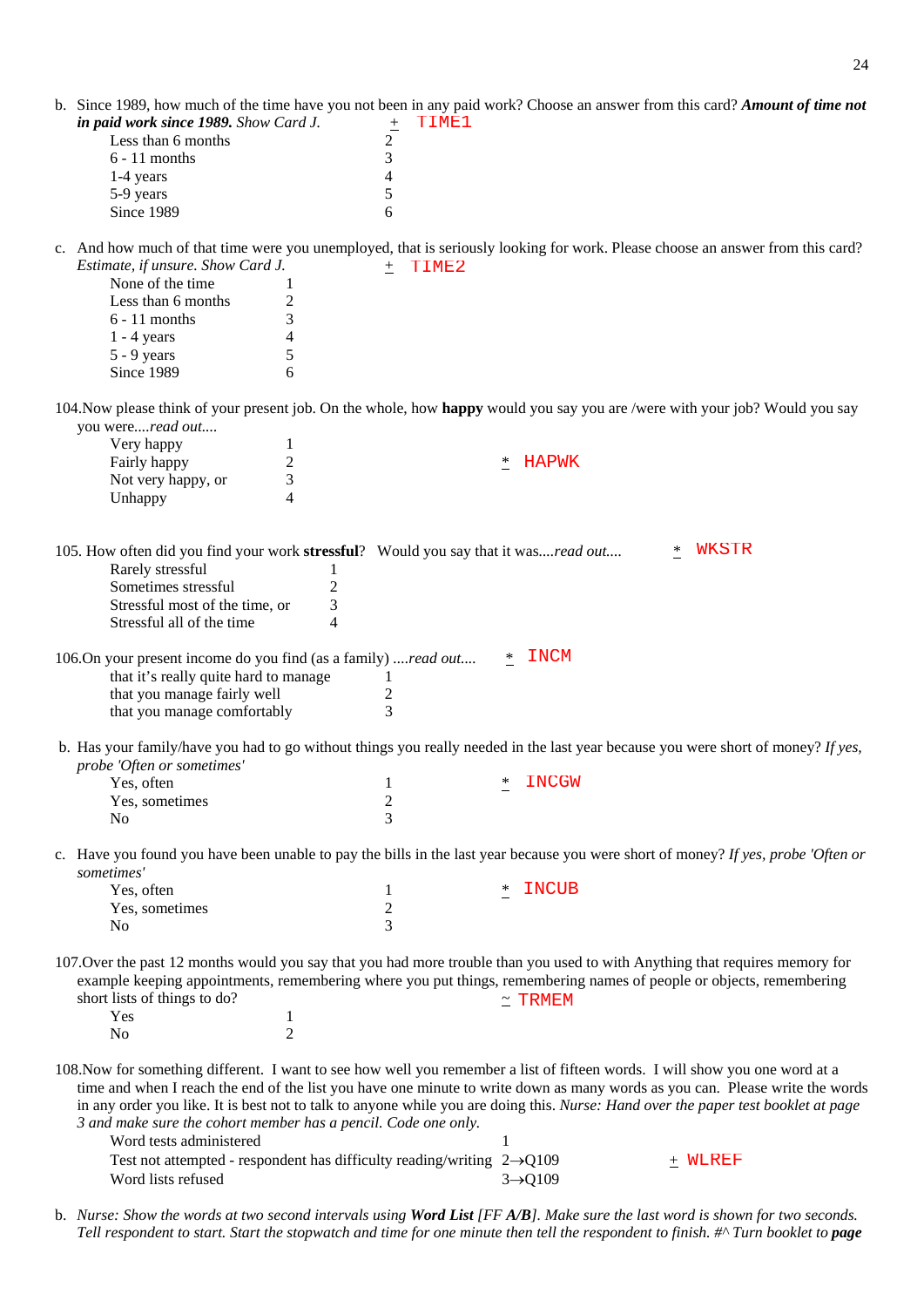b. Since 1989, how much of the time have you not been in any paid work? Choose an answer from this card? ***Amount of time not in paid work since 1989.*** *Show Card J.* + TIME1

| | |
|---|---|
| Less than 6 months | 2 |
| 6 - 11 months | 3 |
| 1-4 years | 4 |
| 5-9 years | 5 |
| Since 1989 | 6 |

c. And how much of that time were you unemployed, that is seriously looking for work. Please choose an answer from this card? *Estimate, if unsure. Show Card J.* + TIME2

| | |
|---|---|
| None of the time | 1 |
| Less than 6 months | 2 |
| 6 - 11 months | 3 |
| 1 - 4 years | 4 |
| 5 - 9 years | 5 |
| Since 1989 | 6 |

104.Now please think of your present job. On the whole, how **happy** would you say you are /were with your job? Would you say you were....*read out....* * HAPWK

| | |
|---|---|
| Very happy | 1 |
| Fairly happy | 2 |
| Not very happy, or | 3 |
| Unhappy | 4 |

105. How often did you find your work **stressful**? Would you say that it was....*read out....* * WKSTR

| | |
|---|---|
| Rarely stressful | 1 |
| Sometimes stressful | 2 |
| Stressful most of the time, or | 3 |
| Stressful all of the time | 4 |

106.On your present income do you find (as a family) ....*read out....* * INCM

| | |
|---|---|
| that it's really quite hard to manage | 1 |
| that you manage fairly well | 2 |
| that you manage comfortably | 3 |

b. Has your family/have you had to go without things you really needed in the last year because you were short of money? *If yes, probe 'Often or sometimes'* * INCGW

| | |
|---|---|
| Yes, often | 1 |
| Yes, sometimes | 2 |
| No | 3 |

c. Have you found you have been unable to pay the bills in the last year because you were short of money? *If yes, probe 'Often or sometimes'* * INCUB

| | |
|---|---|
| Yes, often | 1 |
| Yes, sometimes | 2 |
| No | 3 |

107.Over the past 12 months would you say that you had more trouble than you used to with Anything that requires memory for example keeping appointments, remembering where you put things, remembering names of people or objects, remembering short lists of things to do? ~ TRMEM

| | |
|---|---|
| Yes | 1 |
| No | 2 |

108.Now for something different. I want to see how well you remember a list of fifteen words. I will show you one word at a time and when I reach the end of the list you have one minute to write down as many words as you can. Please write the words in any order you like. It is best not to talk to anyone while you are doing this. *Nurse: Hand over the paper test booklet at page 3 and make sure the cohort member has a pencil. Code one only.* + WLREF

| | |
|---|---|
| Word tests administered | 1 |
| Test not attempted - respondent has difficulty reading/writing | 2→Q109 |
| Word lists refused | 3→Q109 |

b. *Nurse: Show the words at two second intervals using* ***Word List*** *[FF* ***A/B****]. Make sure the last word is shown for two seconds. Tell respondent to start. Start the stopwatch and time for one minute then tell the respondent to finish. #^ Turn booklet to* ***page***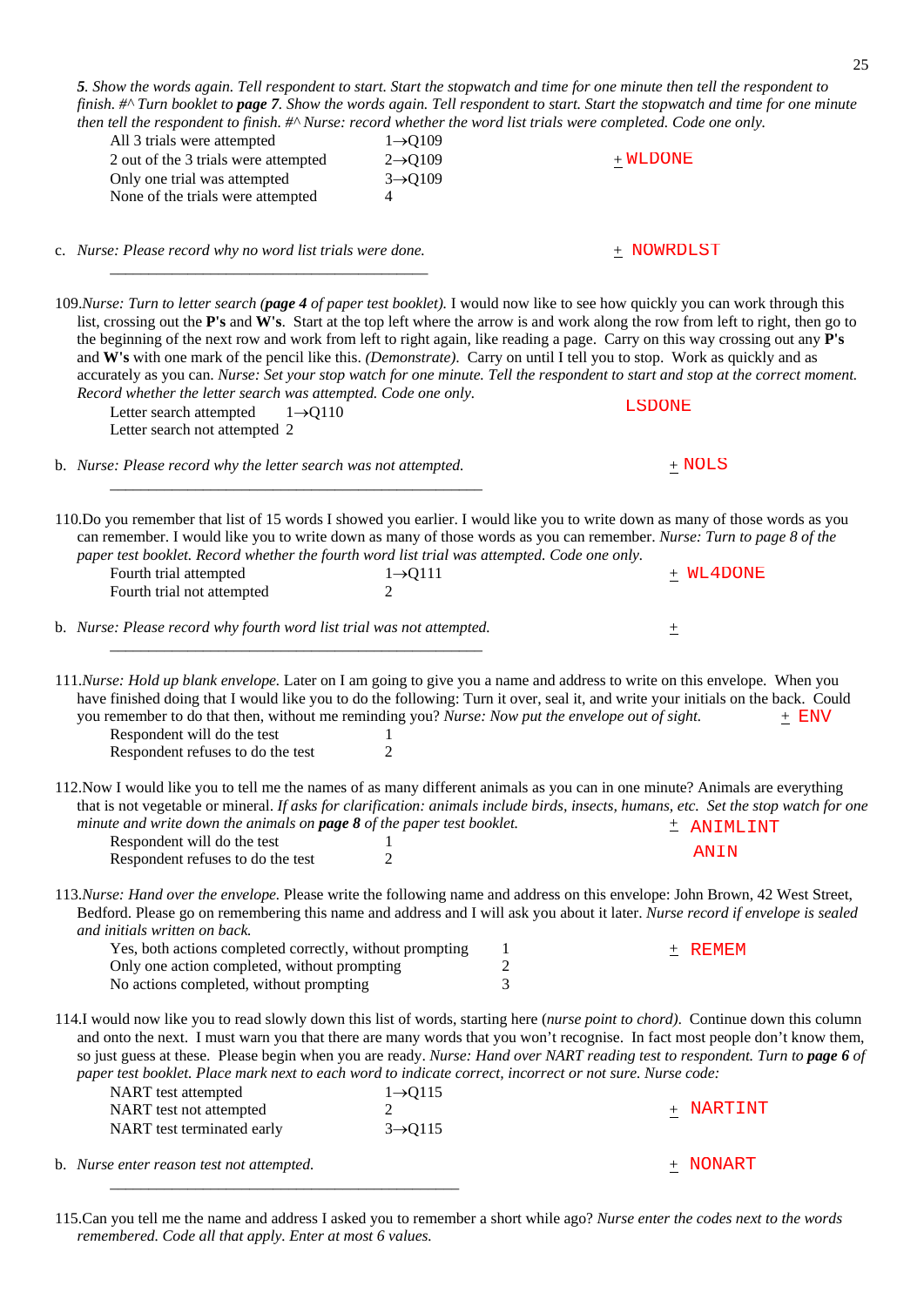*5. Show the words again. Tell respondent to start. Start the stopwatch and time for one minute then tell the respondent to finish. #^ Turn booklet to **page 7**. Show the words again. Tell respondent to start. Start the stopwatch and time for one minute then tell the respondent to finish. #^ Nurse: record whether the word list trials were completed. Code one only.*

| | | |
|---|---|---|
| All 3 trials were attempted | 1→Q109 | |
| 2 out of the 3 trials were attempted | 2→Q109 | + WLDONE |
| Only one trial was attempted | 3→Q109 | |
| None of the trials were attempted | 4 | |

c. *Nurse: Please record why no word list trials were done.* + NOWRDLST

\_\_\_\_\_\_\_\_\_\_\_\_\_\_\_\_\_\_\_\_\_\_\_\_\_\_\_\_\_\_\_\_\_\_\_\_\_\_\_\_\_\_

109.*Nurse: Turn to letter search (**page 4** of paper test booklet).* I would now like to see how quickly you can work through this list, crossing out the **P's** and **W's**. Start at the top left where the arrow is and work along the row from left to right, then go to the beginning of the next row and work from left to right again, like reading a page. Carry on this way crossing out any **P's** and **W's** with one mark of the pencil like this. *(Demonstrate).* Carry on until I tell you to stop. Work as quickly and as accurately as you can. *Nurse: Set your stop watch for one minute. Tell the respondent to start and stop at the correct moment. Record whether the letter search was attempted. Code one only.*

| | | |
|---|---|---|
| Letter search attempted | 1→Q110 | LSDONE |
| Letter search not attempted | 2 | |

b. *Nurse: Please record why the letter search was not attempted.* + NOLS

\_\_\_\_\_\_\_\_\_\_\_\_\_\_\_\_\_\_\_\_\_\_\_\_\_\_\_\_\_\_\_\_\_\_\_\_\_\_\_\_\_\_

110.Do you remember that list of 15 words I showed you earlier. I would like you to write down as many of those words as you can remember. I would like you to write down as many of those words as you can remember. *Nurse: Turn to page 8 of the paper test booklet. Record whether the fourth word list trial was attempted. Code one only.*

| | | |
|---|---|---|
| Fourth trial attempted | 1→Q111 | + WL4DONE |
| Fourth trial not attempted | 2 | |

b. *Nurse: Please record why fourth word list trial was not attempted.* +

\_\_\_\_\_\_\_\_\_\_\_\_\_\_\_\_\_\_\_\_\_\_\_\_\_\_\_\_\_\_\_\_\_\_\_\_\_\_\_\_\_\_

111.*Nurse: Hold up blank envelope.* Later on I am going to give you a name and address to write on this envelope. When you have finished doing that I would like you to do the following: Turn it over, seal it, and write your initials on the back. Could you remember to do that then, without me reminding you? *Nurse: Now put the envelope out of sight.* + ENV

| | |
|---|---|
| Respondent will do the test | 1 |
| Respondent refuses to do the test | 2 |

112.Now I would like you to tell me the names of as many different animals as you can in one minute? Animals are everything that is not vegetable or mineral. *If asks for clarification: animals include birds, insects, humans, etc. Set the stop watch for one minute and write down the animals on **page 8** of the paper test booklet.* + ANIMLINT ANIN

| | |
|---|---|
| Respondent will do the test | 1 |
| Respondent refuses to do the test | 2 |

113.*Nurse: Hand over the envelope.* Please write the following name and address on this envelope: John Brown, 42 West Street, Bedford. Please go on remembering this name and address and I will ask you about it later. *Nurse record if envelope is sealed and initials written on back.*

| | | |
|---|---|---|
| Yes, both actions completed correctly, without prompting | 1 | + REMEM |
| Only one action completed, without prompting | 2 | |
| No actions completed, without prompting | 3 | |

114.I would now like you to read slowly down this list of words, starting here (*nurse point to chord*). Continue down this column and onto the next. I must warn you that there are many words that you won't recognise. In fact most people don't know them, so just guess at these. Please begin when you are ready. *Nurse: Hand over NART reading test to respondent. Turn to **page 6** of paper test booklet. Place mark next to each word to indicate correct, incorrect or not sure. Nurse code:*

| | | |
|---|---|---|
| NART test attempted | 1→Q115 | |
| NART test not attempted | 2 | + NARTINT |
| NART test terminated early | 3→Q115 | |

b. *Nurse enter reason test not attempted.* + NONART

\_\_\_\_\_\_\_\_\_\_\_\_\_\_\_\_\_\_\_\_\_\_\_\_\_\_\_\_\_\_\_\_\_\_\_\_\_\_\_\_\_\_

115.Can you tell me the name and address I asked you to remember a short while ago? *Nurse enter the codes next to the words remembered. Code all that apply. Enter at most 6 values.*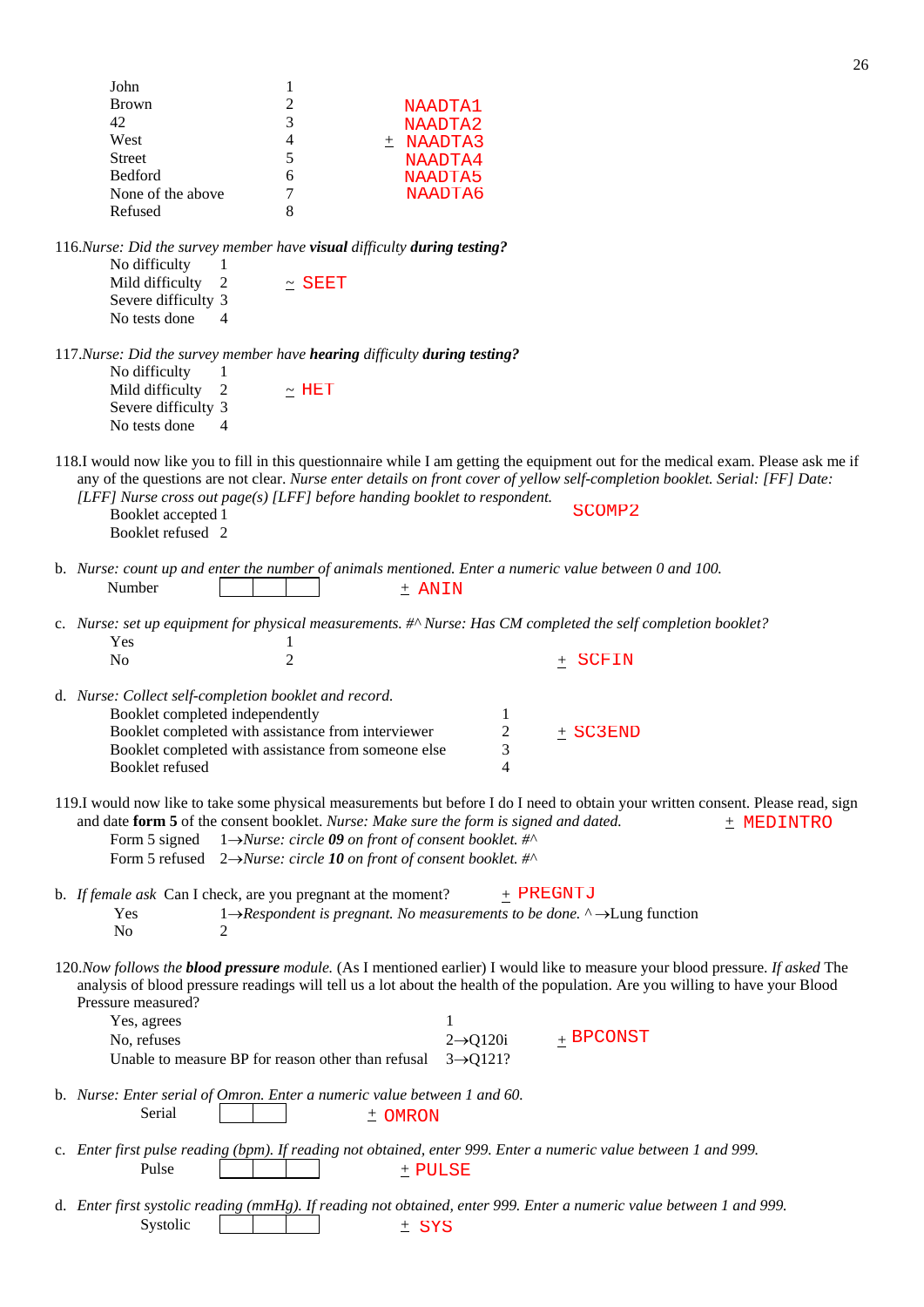| | | |
|---|---|---|
| John | 1 | NAADTA1 |
| Brown | 2 | NAADTA2 |
| 42 | 3 | ± NAADTA3 |
| West | 4 | NAADTA4 |
| Street | 5 | NAADTA5 |
| Bedford | 6 | NAADTA6 |
| None of the above | 7 | |
| Refused | 8 | |

116.*Nurse: Did the survey member have* ***visual*** *difficulty* ***during testing?***

| | | |
|---|---|---|
| No difficulty | 1 | |
| Mild difficulty | 2 | ~ SEET |
| Severe difficulty | 3 | |
| No tests done | 4 | |

117.*Nurse: Did the survey member have* ***hearing*** *difficulty* ***during testing?***

| | | |
|---|---|---|
| No difficulty | 1 | |
| Mild difficulty | 2 | ~ HET |
| Severe difficulty | 3 | |
| No tests done | 4 | |

118.I would now like you to fill in this questionnaire while I am getting the equipment out for the medical exam. Please ask me if any of the questions are not clear. *Nurse enter details on front cover of yellow self-completion booklet. Serial: [FF] Date: [LFF] Nurse cross out page(s) [LFF] before handing booklet to respondent.* SCOMP2

| | |
|---|---|
| Booklet accepted | 1 |
| Booklet refused | 2 |

b. *Nurse: count up and enter the number of animals mentioned. Enter a numeric value between 0 and 100.*

Number [ | | ] ± ANIN

c. *Nurse: set up equipment for physical measurements. #^ Nurse: Has CM completed the self completion booklet?*

| | | |
|---|---|---|
| Yes | 1 | |
| No | 2 | ± SCFIN |

d. *Nurse: Collect self-completion booklet and record.*

| | | |
|---|---|---|
| Booklet completed independently | 1 | |
| Booklet completed with assistance from interviewer | 2 | ± SC3END |
| Booklet completed with assistance from someone else | 3 | |
| Booklet refused | 4 | |

119.I would now like to take some physical measurements but before I do I need to obtain your written consent. Please read, sign and date **form 5** of the consent booklet. *Nurse: Make sure the form is signed and dated.* ± MEDINTRO

| | |
|---|---|
| Form 5 signed | 1→*Nurse: circle* ***09*** *on front of consent booklet. #^* |
| Form 5 refused | 2→*Nurse: circle* ***10*** *on front of consent booklet. #^* |

b. *If female ask* Can I check, are you pregnant at the moment? ± PREGNTJ

| | |
|---|---|
| Yes | 1→*Respondent is pregnant. No measurements to be done.* ^→Lung function |
| No | 2 |

120.*Now follows the* ***blood pressure*** *module.* (As I mentioned earlier) I would like to measure your blood pressure. *If asked* The analysis of blood pressure readings will tell us a lot about the health of the population. Are you willing to have your Blood Pressure measured?

| | | |
|---|---|---|
| Yes, agrees | 1 | |
| No, refuses | 2→Q120i | ± BPCONST |
| Unable to measure BP for reason other than refusal | 3→Q121? | |

b. *Nurse: Enter serial of Omron. Enter a numeric value between 1 and 60.*

Serial [ | ] ± OMRON

c. *Enter first pulse reading (bpm). If reading not obtained, enter 999. Enter a numeric value between 1 and 999.*

Pulse [ | | ] ± PULSE

d. *Enter first systolic reading (mmHg). If reading not obtained, enter 999. Enter a numeric value between 1 and 999.*

Systolic [ | | ] ± SYS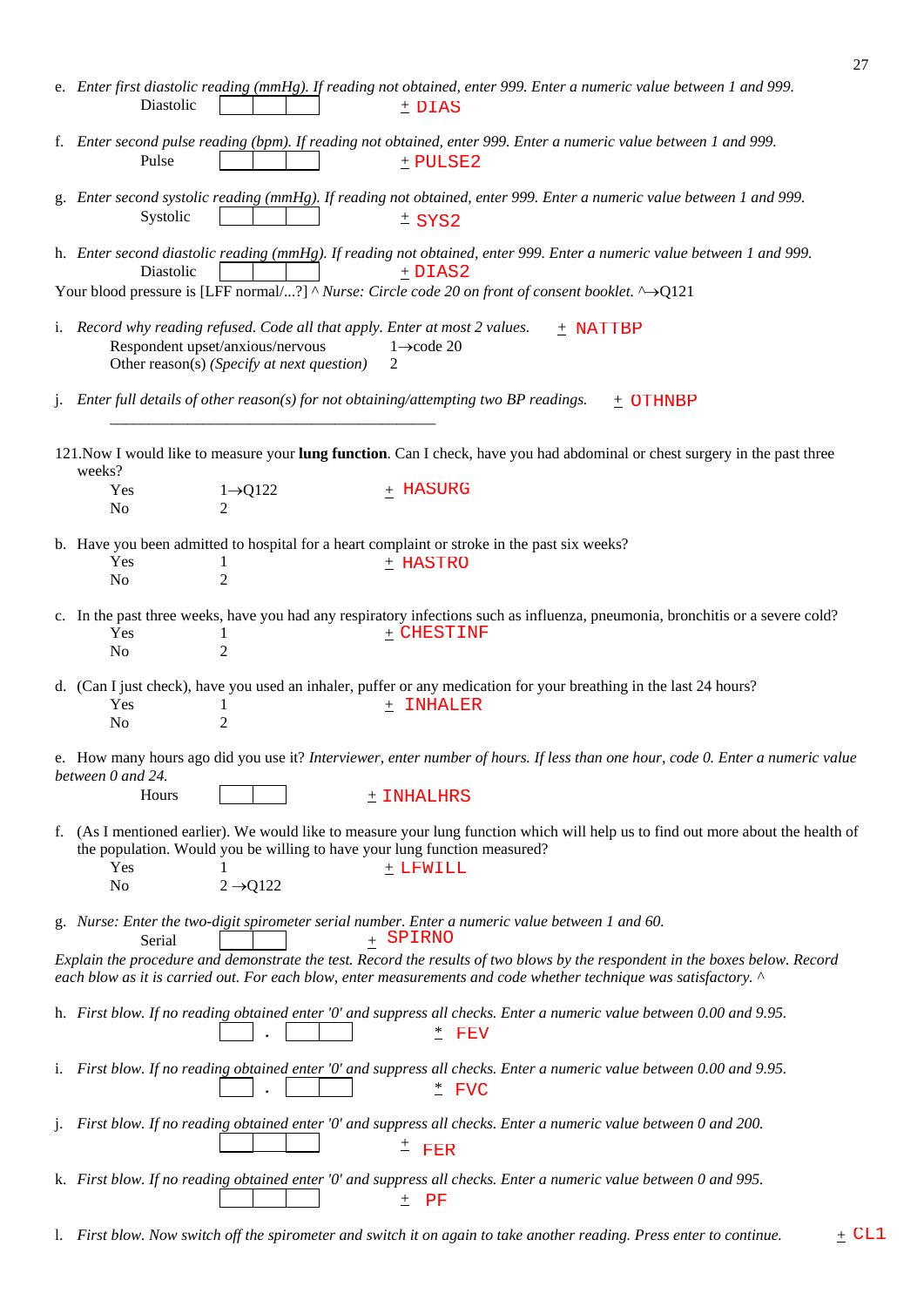e. *Enter first diastolic reading (mmHg). If reading not obtained, enter 999. Enter a numeric value between 1 and 999.*
Diastolic [ | | ] ± DIAS

f. *Enter second pulse reading (bpm). If reading not obtained, enter 999. Enter a numeric value between 1 and 999.*
Pulse [ | | ] ± PULSE2

g. *Enter second systolic reading (mmHg). If reading not obtained, enter 999. Enter a numeric value between 1 and 999.*
Systolic [ | | ] ± SYS2

h. *Enter second diastolic reading (mmHg). If reading not obtained, enter 999. Enter a numeric value between 1 and 999.*
Diastolic [ | | ] ± DIAS2

Your blood pressure is [LFF normal/...?] ^ *Nurse: Circle code 20 on front of consent booklet.* ^→Q121

i. *Record why reading refused. Code all that apply. Enter at most 2 values.* ± NATTBP
Respondent upset/anxious/nervous 1→code 20
Other reason(s) *(Specify at next question)* 2

j. *Enter full details of other reason(s) for not obtaining/attempting two BP readings.* ± OTHNBP
_______________________________________

121.Now I would like to measure your **lung function**. Can I check, have you had abdominal or chest surgery in the past three weeks?
Yes 1→Q122 ± HASURG
No 2

b. Have you been admitted to hospital for a heart complaint or stroke in the past six weeks?
Yes 1 ± HASTRO
No 2

c. In the past three weeks, have you had any respiratory infections such as influenza, pneumonia, bronchitis or a severe cold?
Yes 1 ± CHESTINF
No 2

d. (Can I just check), have you used an inhaler, puffer or any medication for your breathing in the last 24 hours?
Yes 1 ± INHALER
No 2

e. How many hours ago did you use it? *Interviewer, enter number of hours. If less than one hour, code 0. Enter a numeric value between 0 and 24.*
Hours [ | ] ± INHALHRS

f. (As I mentioned earlier). We would like to measure your lung function which will help us to find out more about the health of the population. Would you be willing to have your lung function measured?
Yes 1 ± LFWILL
No 2 →Q122

g. *Nurse: Enter the two-digit spirometer serial number. Enter a numeric value between 1 and 60.*
Serial [ | ] ± SPIRNO

*Explain the procedure and demonstrate the test. Record the results of two blows by the respondent in the boxes below. Record each blow as it is carried out. For each blow, enter measurements and code whether technique was satisfactory.* ^

h. *First blow. If no reading obtained enter '0' and suppress all checks. Enter a numeric value between 0.00 and 9.95.*
[ ] . [ | ] * FEV

i. *First blow. If no reading obtained enter '0' and suppress all checks. Enter a numeric value between 0.00 and 9.95.*
[ ] . [ | ] * FVC

j. *First blow. If no reading obtained enter '0' and suppress all checks. Enter a numeric value between 0 and 200.*
[ | | ] ± FER

k. *First blow. If no reading obtained enter '0' and suppress all checks. Enter a numeric value between 0 and 995.*
[ | | ] ± PF

l. *First blow. Now switch off the spirometer and switch it on again to take another reading. Press enter to continue.* ± CL1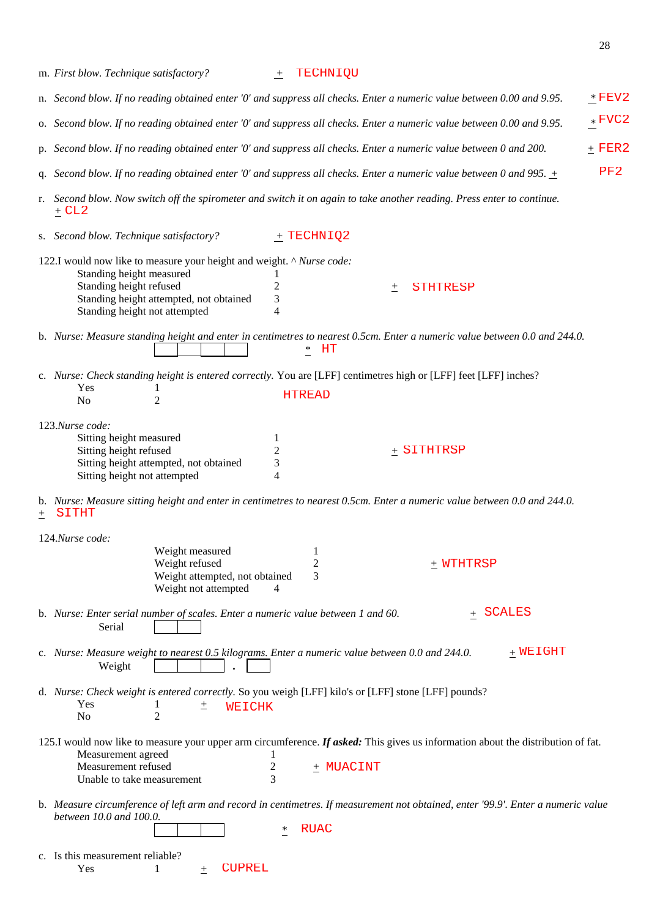m. *First blow. Technique satisfactory?* + TECHNIQU

n. *Second blow. If no reading obtained enter '0' and suppress all checks. Enter a numeric value between 0.00 and 9.95.* * FEV2

o. *Second blow. If no reading obtained enter '0' and suppress all checks. Enter a numeric value between 0.00 and 9.95.* * FVC2

p. *Second blow. If no reading obtained enter '0' and suppress all checks. Enter a numeric value between 0 and 200.* + FER2

q. *Second blow. If no reading obtained enter '0' and suppress all checks. Enter a numeric value between 0 and 995.* + PF2

r. *Second blow. Now switch off the spirometer and switch it on again to take another reading. Press enter to continue.* + CL2

s. *Second blow. Technique satisfactory?* + TECHNIQ2

122.I would now like to measure your height and weight. ^ *Nurse code:*

| | | |
|---|---|---|
| Standing height measured | 1 | + STHTRESP |
| Standing height refused | 2 | |
| Standing height attempted, not obtained | 3 | |
| Standing height not attempted | 4 | |

b. *Nurse: Measure standing height and enter in centimetres to nearest 0.5cm. Enter a numeric value between 0.0 and 244.0.* * HT

c. *Nurse: Check standing height is entered correctly.* You are [LFF] centimetres high or [LFF] feet [LFF] inches?

| | | |
|---|---|---|
| Yes | 1 | HTREAD |
| No | 2 | |

123.*Nurse code:*

| | | |
|---|---|---|
| Sitting height measured | 1 | + SITHTRSP |
| Sitting height refused | 2 | |
| Sitting height attempted, not obtained | 3 | |
| Sitting height not attempted | 4 | |

b. *Nurse: Measure sitting height and enter in centimetres to nearest 0.5cm. Enter a numeric value between 0.0 and 244.0.* + SITHT

124.*Nurse code:*

| | | |
|---|---|---|
| Weight measured | 1 | + WTHTRSP |
| Weight refused | 2 | |
| Weight attempted, not obtained | 3 | |
| Weight not attempted | 4 | |

b. *Nurse: Enter serial number of scales. Enter a numeric value between 1 and 60.* + SCALES

Serial

c. *Nurse: Measure weight to nearest 0.5 kilograms. Enter a numeric value between 0.0 and 244.0.* + WEIGHT

Weight .

d. *Nurse: Check weight is entered correctly.* So you weigh [LFF] kilo's or [LFF] stone [LFF] pounds?

| | | |
|---|---|---|
| Yes | 1 | + WEICHK |
| No | 2 | |

125.I would now like to measure your upper arm circumference. ***If asked:*** This gives us information about the distribution of fat.

| | | |
|---|---|---|
| Measurement agreed | 1 | + MUACINT |
| Measurement refused | 2 | |
| Unable to take measurement | 3 | |

b. *Measure circumference of left arm and record in centimetres. If measurement not obtained, enter '99.9'. Enter a numeric value between 10.0 and 100.0.* * RUAC

c. Is this measurement reliable?

| | | |
|---|---|---|
| Yes | 1 | + CUPREL |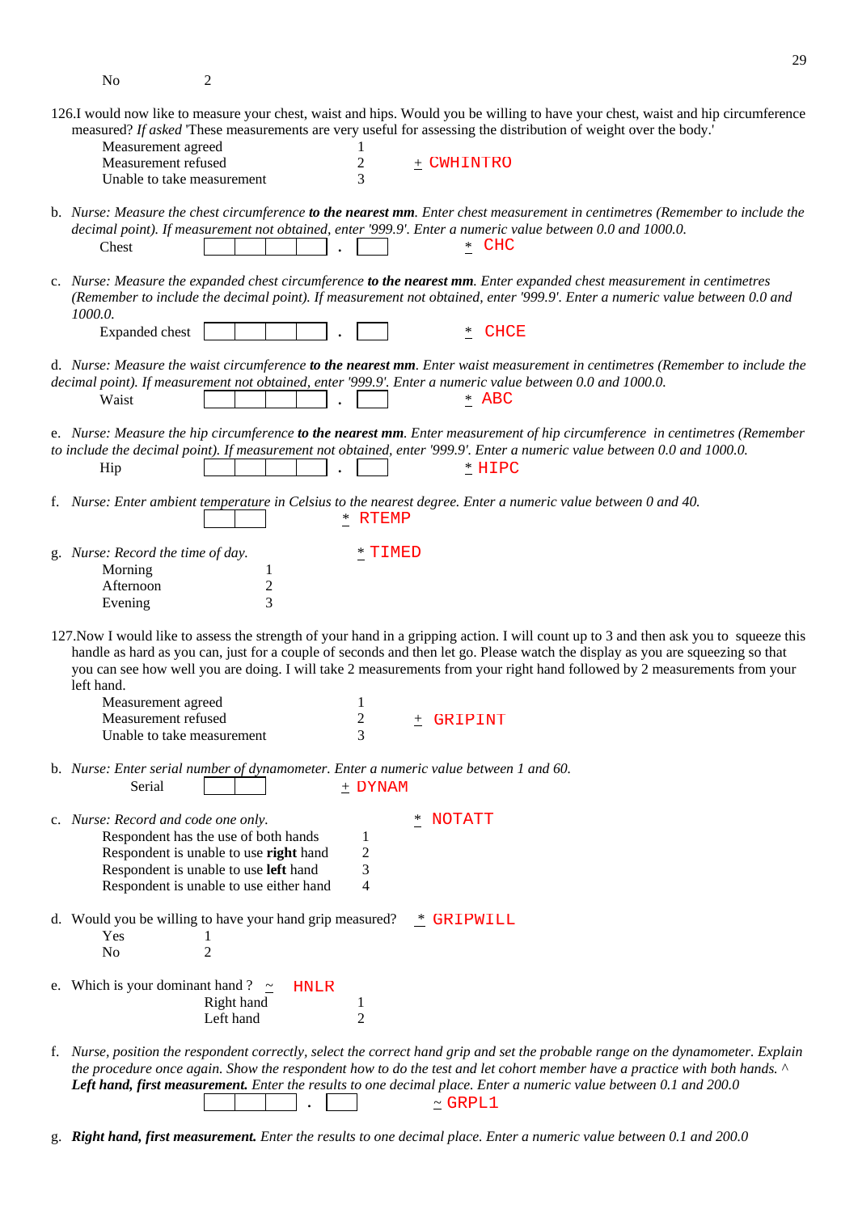No 2

126.I would now like to measure your chest, waist and hips. Would you be willing to have your chest, waist and hip circumference measured? *If asked* 'These measurements are very useful for assessing the distribution of weight over the body.'

| | | |
|---|---|---|
| Measurement agreed | 1 | |
| Measurement refused | 2 | + CWHINTRO |
| Unable to take measurement | 3 | |

b. *Nurse: Measure the chest circumference* ***to the nearest mm****. Enter chest measurement in centimetres (Remember to include the decimal point). If measurement not obtained, enter '999.9'. Enter a numeric value between 0.0 and 1000.0.*

Chest [ ][ ][ ][ ] . [ ] * CHC

c. *Nurse: Measure the expanded chest circumference* ***to the nearest mm****. Enter expanded chest measurement in centimetres (Remember to include the decimal point). If measurement not obtained, enter '999.9'. Enter a numeric value between 0.0 and 1000.0.*

Expanded chest [ ][ ][ ][ ] . [ ] * CHCE

d. *Nurse: Measure the waist circumference* ***to the nearest mm****. Enter waist measurement in centimetres (Remember to include the decimal point). If measurement not obtained, enter '999.9'. Enter a numeric value between 0.0 and 1000.0.*

Waist [ ][ ][ ][ ] . [ ] * ABC

e. *Nurse: Measure the hip circumference* ***to the nearest mm****. Enter measurement of hip circumference in centimetres (Remember to include the decimal point). If measurement not obtained, enter '999.9'. Enter a numeric value between 0.0 and 1000.0.*

Hip [ ][ ][ ][ ] . [ ] * HIPC

f. *Nurse: Enter ambient temperature in Celsius to the nearest degree. Enter a numeric value between 0 and 40.*

[ ][ ] * RTEMP

g. *Nurse: Record the time of day.* * TIMED

| | |
|---|---|
| Morning | 1 |
| Afternoon | 2 |
| Evening | 3 |

127.Now I would like to assess the strength of your hand in a gripping action. I will count up to 3 and then ask you to squeeze this handle as hard as you can, just for a couple of seconds and then let go. Please watch the display as you are squeezing so that you can see how well you are doing. I will take 2 measurements from your right hand followed by 2 measurements from your left hand.

| | | |
|---|---|---|
| Measurement agreed | 1 | |
| Measurement refused | 2 | + GRIPINT |
| Unable to take measurement | 3 | |

b. *Nurse: Enter serial number of dynamometer. Enter a numeric value between 1 and 60.*

Serial [ ][ ] + DYNAM

c. *Nurse: Record and code one only.* * NOTATT

| | |
|---|---|
| Respondent has the use of both hands | 1 |
| Respondent is unable to use **right** hand | 2 |
| Respondent is unable to use **left** hand | 3 |
| Respondent is unable to use either hand | 4 |

d. Would you be willing to have your hand grip measured? * GRIPWILL

| | |
|---|---|
| Yes | 1 |
| No | 2 |

e. Which is your dominant hand ? ~ HNLR

| | |
|---|---|
| Right hand | 1 |
| Left hand | 2 |

f. *Nurse, position the respondent correctly, select the correct hand grip and set the probable range on the dynamometer. Explain the procedure once again. Show the respondent how to do the test and let cohort member have a practice with both hands. ^* ***Left hand, first measurement.*** *Enter the results to one decimal place. Enter a numeric value between 0.1 and 200.0*

[ ][ ][ ] . [ ] ~ GRPL1

g. ***Right hand, first measurement.*** *Enter the results to one decimal place. Enter a numeric value between 0.1 and 200.0*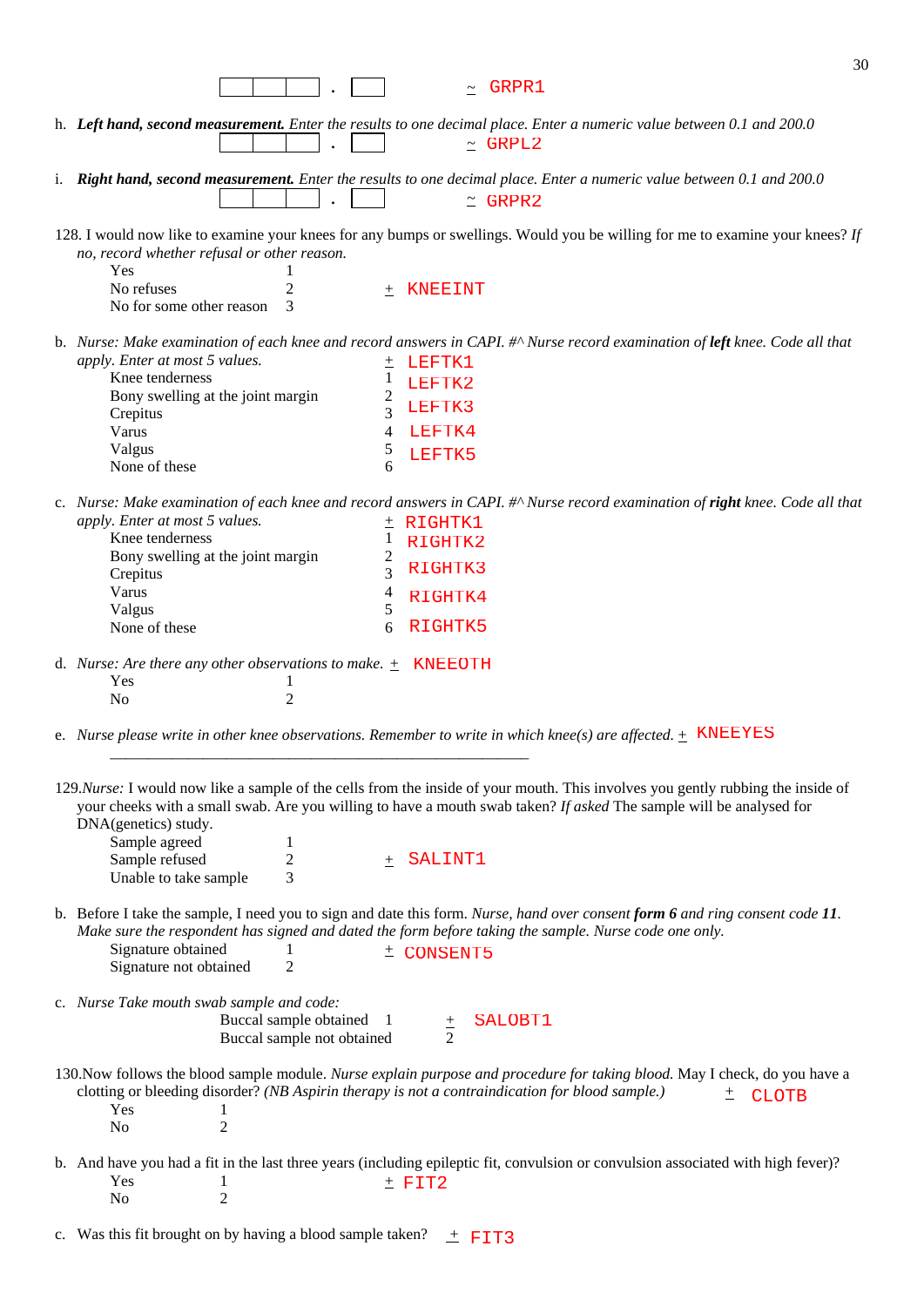[ | | ] . [ ] ~ GRPR1

h. ***Left hand, second measurement.*** *Enter the results to one decimal place. Enter a numeric value between 0.1 and 200.0*
[ | | ] . [ ] ~ GRPL2

i. ***Right hand, second measurement.*** *Enter the results to one decimal place. Enter a numeric value between 0.1 and 200.0*
[ | | ] . [ ] ~ GRPR2

128. I would now like to examine your knees for any bumps or swellings. Would you be willing for me to examine your knees? *If no, record whether refusal or other reason.*

| | | |
|---|---|---|
| Yes | 1 | ± KNEEINT |
| No refuses | 2 | |
| No for some other reason | 3 | |

b. *Nurse: Make examination of each knee and record answers in CAPI. #^ Nurse record examination of* ***left*** *knee. Code all that apply. Enter at most 5 values.* ± LEFTK1 LEFTK2 LEFTK3 LEFTK4 LEFTK5

| | |
|---|---|
| Knee tenderness | 1 |
| Bony swelling at the joint margin | 2 |
| Crepitus | 3 |
| Varus | 4 |
| Valgus | 5 |
| None of these | 6 |

c. *Nurse: Make examination of each knee and record answers in CAPI. #^ Nurse record examination of* ***right*** *knee. Code all that apply. Enter at most 5 values.* ± RIGHTK1 RIGHTK2 RIGHTK3 RIGHTK4 RIGHTK5

| | |
|---|---|
| Knee tenderness | 1 |
| Bony swelling at the joint margin | 2 |
| Crepitus | 3 |
| Varus | 4 |
| Valgus | 5 |
| None of these | 6 |

d. *Nurse: Are there any other observations to make.* ± KNEEOTH

| | |
|---|---|
| Yes | 1 |
| No | 2 |

e. *Nurse please write in other knee observations. Remember to write in which knee(s) are affected.* ± KNEEYES

______________________________________________________

129.*Nurse:* I would now like a sample of the cells from the inside of your mouth. This involves you gently rubbing the inside of your cheeks with a small swab. Are you willing to have a mouth swab taken? *If asked* The sample will be analysed for DNA(genetics) study.

| | | |
|---|---|---|
| Sample agreed | 1 | ± SALINT1 |
| Sample refused | 2 | |
| Unable to take sample | 3 | |

b. Before I take the sample, I need you to sign and date this form. *Nurse, hand over consent* ***form 6*** *and ring consent code* ***11****. Make sure the respondent has signed and dated the form before taking the sample. Nurse code one only.*

| | | |
|---|---|---|
| Signature obtained | 1 | ± CONSENT5 |
| Signature not obtained | 2 | |

c. *Nurse Take mouth swab sample and code:*

| | | |
|---|---|---|
| Buccal sample obtained | 1 | ± SALOBT1 |
| Buccal sample not obtained | 2 | |

130.Now follows the blood sample module. *Nurse explain purpose and procedure for taking blood.* May I check, do you have a clotting or bleeding disorder? *(NB Aspirin therapy is not a contraindication for blood sample.)* ± CLOTB

| | |
|---|---|
| Yes | 1 |
| No | 2 |

b. And have you had a fit in the last three years (including epileptic fit, convulsion or convulsion associated with high fever)?

| | | |
|---|---|---|
| Yes | 1 | ± FIT2 |
| No | 2 | |

c. Was this fit brought on by having a blood sample taken? ± FIT3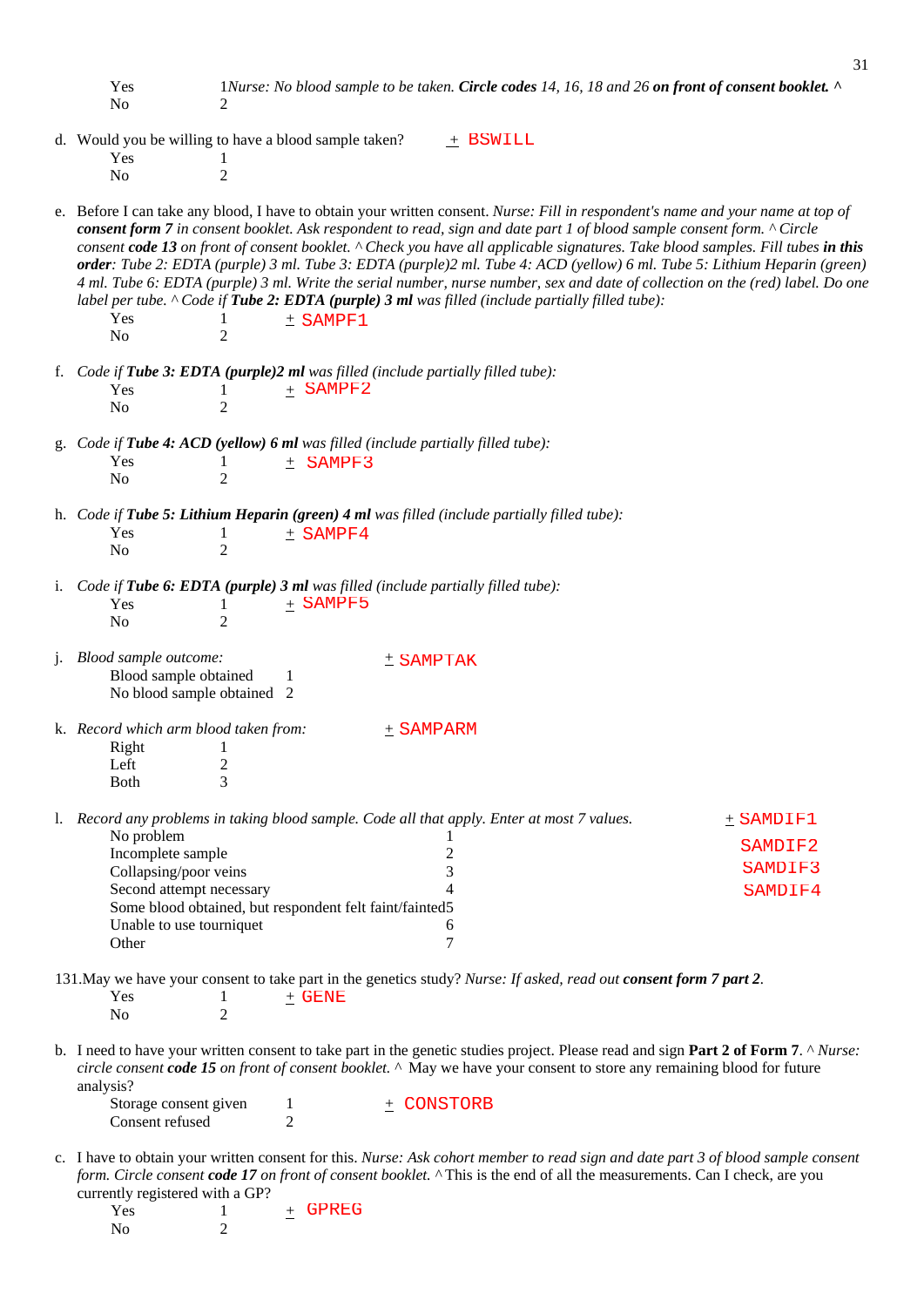Yes 1 *Nurse: No blood sample to be taken.* ***Circle codes*** *14, 16, 18 and 26* ***on front of consent booklet. ^***
No 2

d. Would you be willing to have a blood sample taken? ± BSWILL
Yes 1
No 2

e. Before I can take any blood, I have to obtain your written consent. *Nurse: Fill in respondent's name and your name at top of* ***consent form 7*** *in consent booklet. Ask respondent to read, sign and date part 1 of blood sample consent form. ^ Circle consent* ***code 13*** *on front of consent booklet. ^ Check you have all applicable signatures. Take blood samples. Fill tubes* ***in this order****: Tube 2: EDTA (purple) 3 ml. Tube 3: EDTA (purple)2 ml. Tube 4: ACD (yellow) 6 ml. Tube 5: Lithium Heparin (green) 4 ml. Tube 6: EDTA (purple) 3 ml. Write the serial number, nurse number, sex and date of collection on the (red) label. Do one label per tube. ^ Code if* ***Tube 2: EDTA (purple) 3 ml*** *was filled (include partially filled tube):*
Yes 1 ± SAMPF1
No 2

f. *Code if* ***Tube 3: EDTA (purple)2 ml*** *was filled (include partially filled tube):*
Yes 1 ± SAMPF2
No 2

g. *Code if* ***Tube 4: ACD (yellow) 6 ml*** *was filled (include partially filled tube):*
Yes 1 ± SAMPF3
No 2

h. *Code if* ***Tube 5: Lithium Heparin (green) 4 ml*** *was filled (include partially filled tube):*
Yes 1 ± SAMPF4
No 2

i. *Code if* ***Tube 6: EDTA (purple) 3 ml*** *was filled (include partially filled tube):*
Yes 1 ± SAMPF5
No 2

j. *Blood sample outcome:* ± SAMPTAK
Blood sample obtained 1
No blood sample obtained 2

k. *Record which arm blood taken from:* ± SAMPARM
Right 1
Left 2
Both 3

l. *Record any problems in taking blood sample. Code all that apply. Enter at most 7 values.* ± SAMDIF1 SAMDIF2 SAMDIF3 SAMDIF4
No problem 1
Incomplete sample 2
Collapsing/poor veins 3
Second attempt necessary 4
Some blood obtained, but respondent felt faint/fainted 5
Unable to use tourniquet 6
Other 7

131. May we have your consent to take part in the genetics study? *Nurse: If asked, read out* ***consent form 7 part 2****.*
Yes 1 ± GENE
No 2

b. I need to have your written consent to take part in the genetic studies project. Please read and sign **Part 2 of Form 7**. ^ *Nurse: circle consent* ***code 15*** *on front of consent booklet.* ^ May we have your consent to store any remaining blood for future analysis?
Storage consent given 1 ± CONSTORB
Consent refused 2

c. I have to obtain your written consent for this. *Nurse: Ask cohort member to read sign and date part 3 of blood sample consent form. Circle consent* ***code 17*** *on front of consent booklet.* ^ This is the end of all the measurements. Can I check, are you currently registered with a GP?
Yes 1 ± GPREG
No 2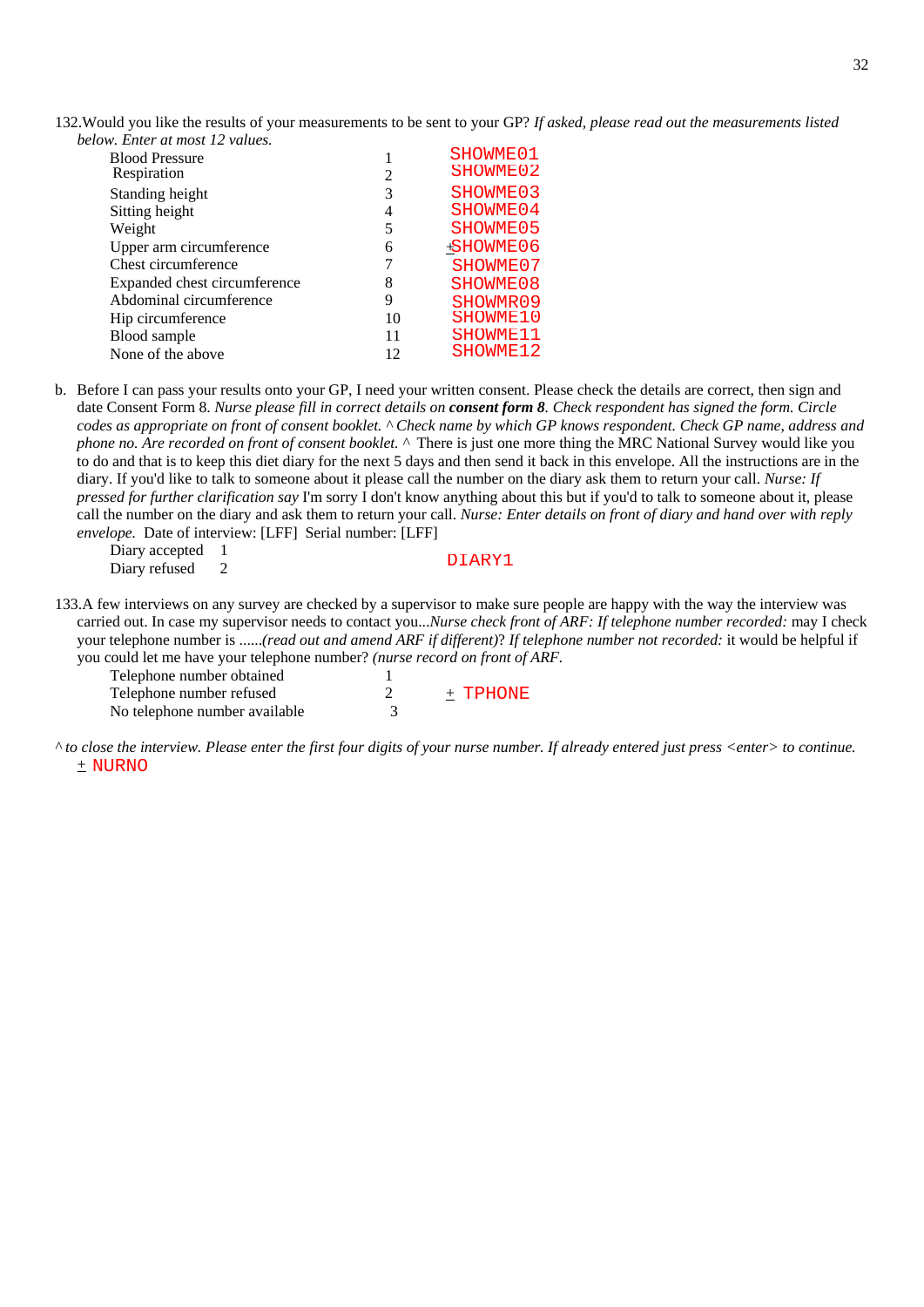132.Would you like the results of your measurements to be sent to your GP? *If asked, please read out the measurements listed below. Enter at most 12 values.*

| | | |
|---|---|---|
| Blood Pressure | 1 | SHOWME01 |
| Respiration | 2 | SHOWME02 |
| Standing height | 3 | SHOWME03 |
| Sitting height | 4 | SHOWME04 |
| Weight | 5 | SHOWME05 |
| Upper arm circumference | 6 | ±SHOWME06 |
| Chest circumference | 7 | SHOWME07 |
| Expanded chest circumference | 8 | SHOWME08 |
| Abdominal circumference | 9 | SHOWMR09 |
| Hip circumference | 10 | SHOWME10 |
| Blood sample | 11 | SHOWME11 |
| None of the above | 12 | SHOWME12 |

b. Before I can pass your results onto your GP, I need your written consent. Please check the details are correct, then sign and date Consent Form 8. *Nurse please fill in correct details on* ***consent form 8****. Check respondent has signed the form. Circle codes as appropriate on front of consent booklet. ^ Check name by which GP knows respondent. Check GP name, address and phone no. Are recorded on front of consent booklet. ^* There is just one more thing the MRC National Survey would like you to do and that is to keep this diet diary for the next 5 days and then send it back in this envelope. All the instructions are in the diary. If you'd like to talk to someone about it please call the number on the diary ask them to return your call. *Nurse: If pressed for further clarification say* I'm sorry I don't know anything about this but if you'd to talk to someone about it, please call the number on the diary and ask them to return your call. *Nurse: Enter details on front of diary and hand over with reply envelope.* Date of interview: [LFF] Serial number: [LFF]

| | | |
|---|---|---|
| Diary accepted | 1 | DIARY1 |
| Diary refused | 2 | |

133.A few interviews on any survey are checked by a supervisor to make sure people are happy with the way the interview was carried out. In case my supervisor needs to contact you...*Nurse check front of ARF: If telephone number recorded:* may I check your telephone number is ......*(read out and amend ARF if different)*? *If telephone number not recorded:* it would be helpful if you could let me have your telephone number? *(nurse record on front of ARF.*

| | | |
|---|---|---|
| Telephone number obtained | 1 | |
| Telephone number refused | 2 | ± TPHONE |
| No telephone number available | 3 | |

*^ to close the interview. Please enter the first four digits of your nurse number. If already entered just press <enter> to continue.*
± NURNO